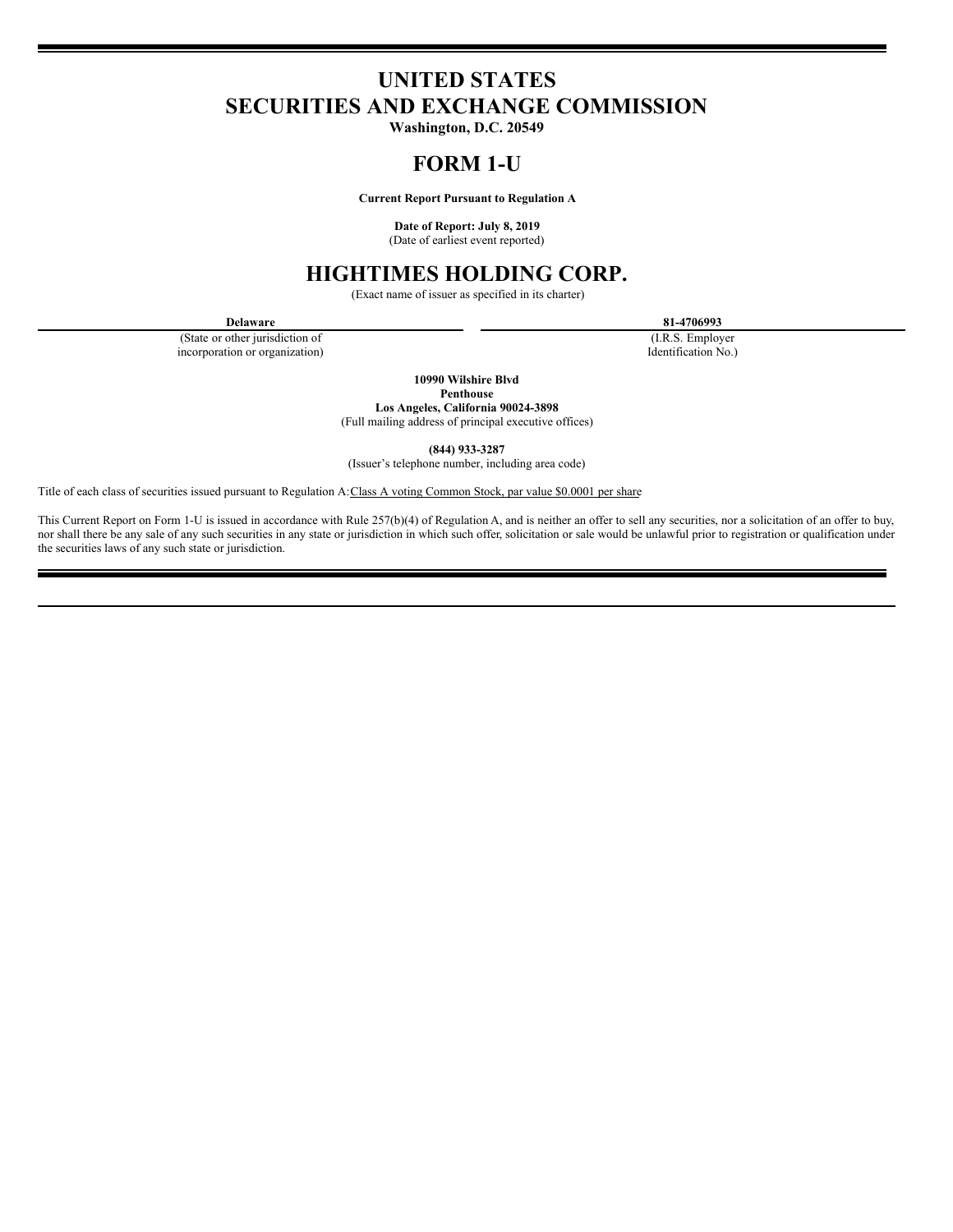# UNITED STATES
# SECURITIES AND EXCHANGE COMMISSION

**Washington, D.C. 20549**

# FORM 1-U

**Current Report Pursuant to Regulation A**

**Date of Report: July 8, 2019**
(Date of earliest event reported)

# HIGHTIMES HOLDING CORP.

(Exact name of issuer as specified in its charter)

| **Delaware** | **81-4706993** |
|---|---|
| (State or other jurisdiction of incorporation or organization) | (I.R.S. Employer Identification No.) |

**10990 Wilshire Blvd**
**Penthouse**
**Los Angeles, California 90024-3898**
(Full mailing address of principal executive offices)

**(844) 933-3287**
(Issuer's telephone number, including area code)

Title of each class of securities issued pursuant to Regulation A: Class A voting Common Stock, par value $0.0001 per share

This Current Report on Form 1-U is issued in accordance with Rule 257(b)(4) of Regulation A, and is neither an offer to sell any securities, nor a solicitation of an offer to buy, nor shall there be any sale of any such securities in any state or jurisdiction in which such offer, solicitation or sale would be unlawful prior to registration or qualification under the securities laws of any such state or jurisdiction.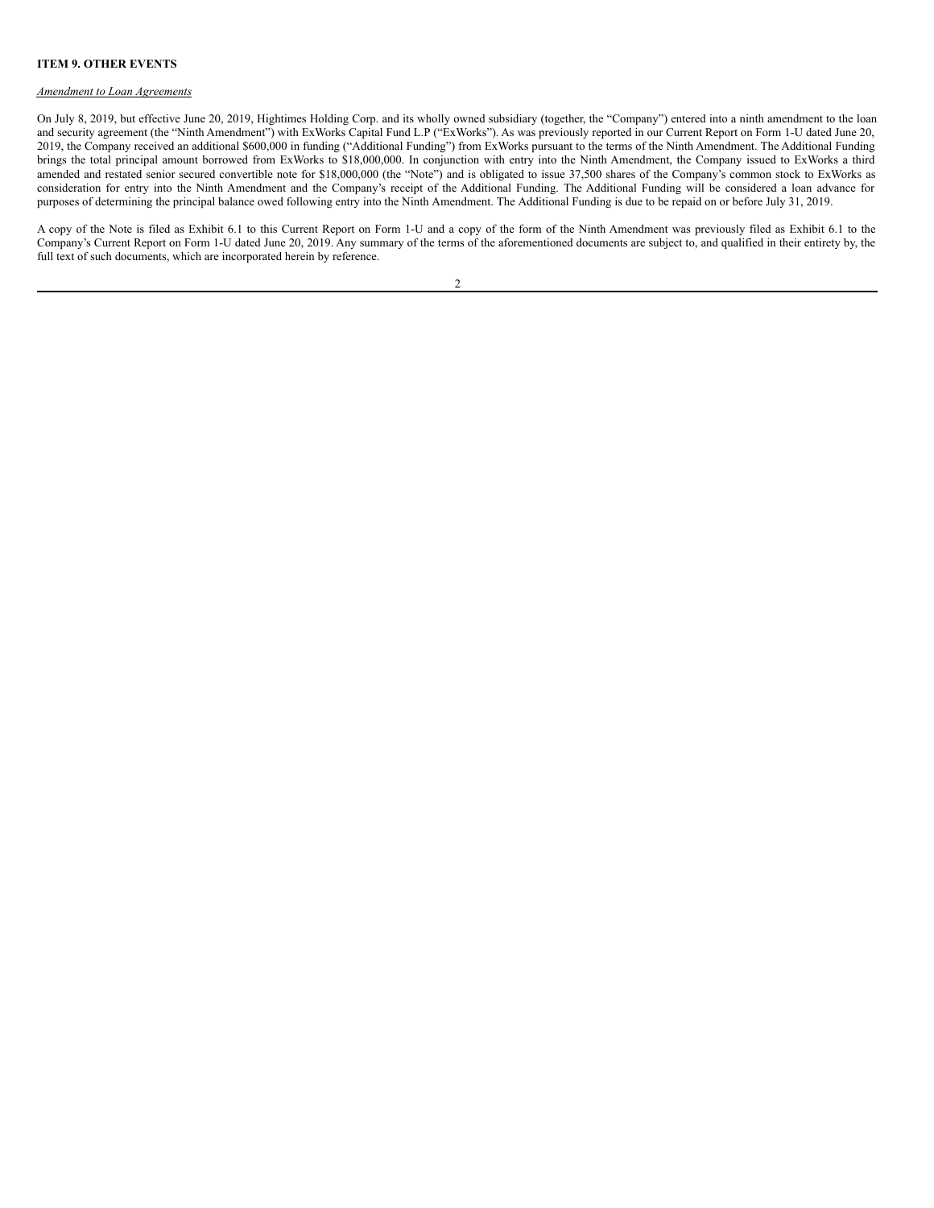**ITEM 9. OTHER EVENTS**

*Amendment to Loan Agreements*

On July 8, 2019, but effective June 20, 2019, Hightimes Holding Corp. and its wholly owned subsidiary (together, the "Company") entered into a ninth amendment to the loan and security agreement (the "Ninth Amendment") with ExWorks Capital Fund L.P ("ExWorks"). As was previously reported in our Current Report on Form 1-U dated June 20, 2019, the Company received an additional $600,000 in funding ("Additional Funding") from ExWorks pursuant to the terms of the Ninth Amendment. The Additional Funding brings the total principal amount borrowed from ExWorks to $18,000,000. In conjunction with entry into the Ninth Amendment, the Company issued to ExWorks a third amended and restated senior secured convertible note for $18,000,000 (the "Note") and is obligated to issue 37,500 shares of the Company's common stock to ExWorks as consideration for entry into the Ninth Amendment and the Company's receipt of the Additional Funding. The Additional Funding will be considered a loan advance for purposes of determining the principal balance owed following entry into the Ninth Amendment. The Additional Funding is due to be repaid on or before July 31, 2019.

A copy of the Note is filed as Exhibit 6.1 to this Current Report on Form 1-U and a copy of the form of the Ninth Amendment was previously filed as Exhibit 6.1 to the Company's Current Report on Form 1-U dated June 20, 2019. Any summary of the terms of the aforementioned documents are subject to, and qualified in their entirety by, the full text of such documents, which are incorporated herein by reference.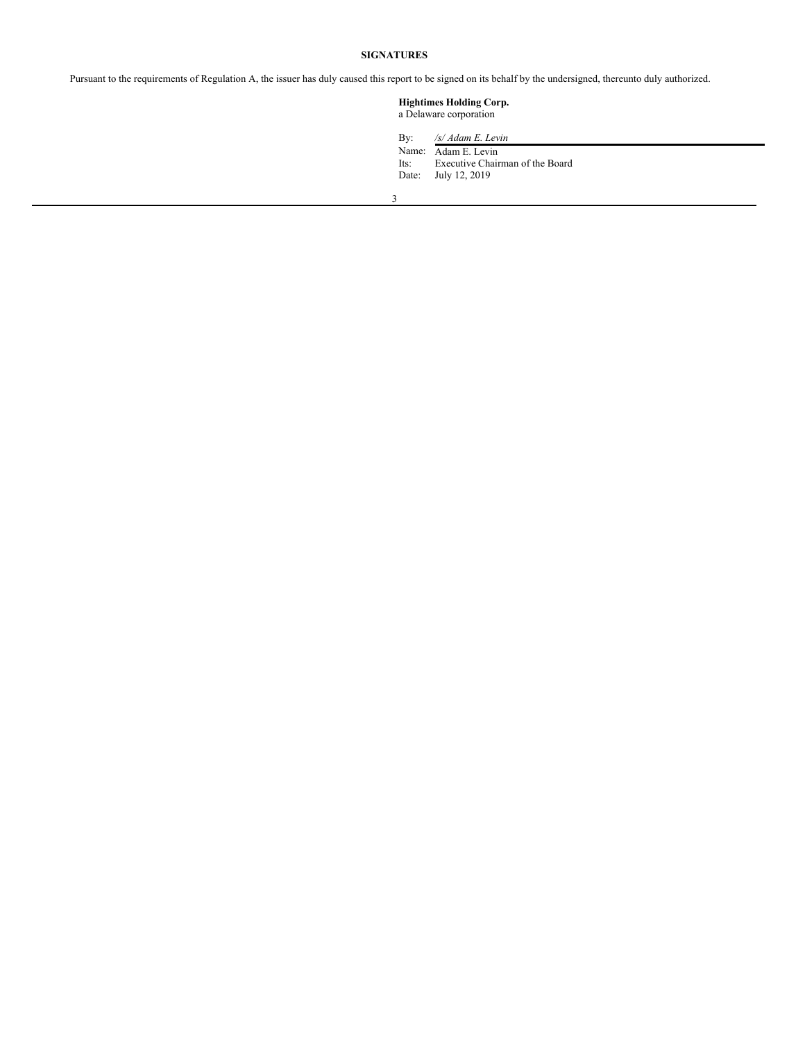**SIGNATURES**

Pursuant to the requirements of Regulation A, the issuer has duly caused this report to be signed on its behalf by the undersigned, thereunto duly authorized.

**Hightimes Holding Corp.**
a Delaware corporation

By: *_/s/ Adam E. Levin_*
Name: Adam E. Levin
Its: Executive Chairman of the Board
Date: July 12, 2019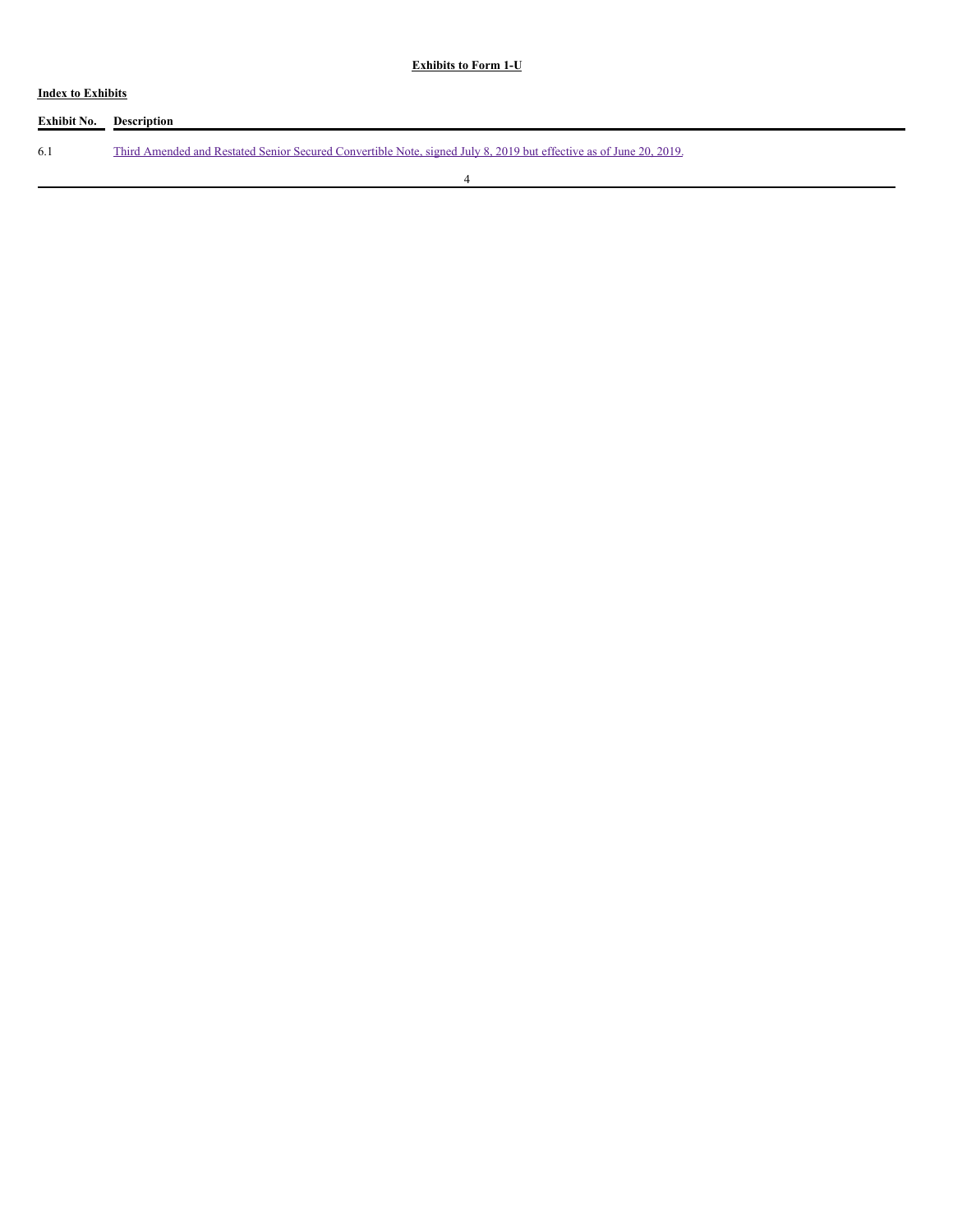**Exhibits to Form 1-U**

**Index to Exhibits**

| Exhibit No. | Description |
| --- | --- |
| 6.1 | Third Amended and Restated Senior Secured Convertible Note, signed July 8, 2019 but effective as of June 20, 2019. |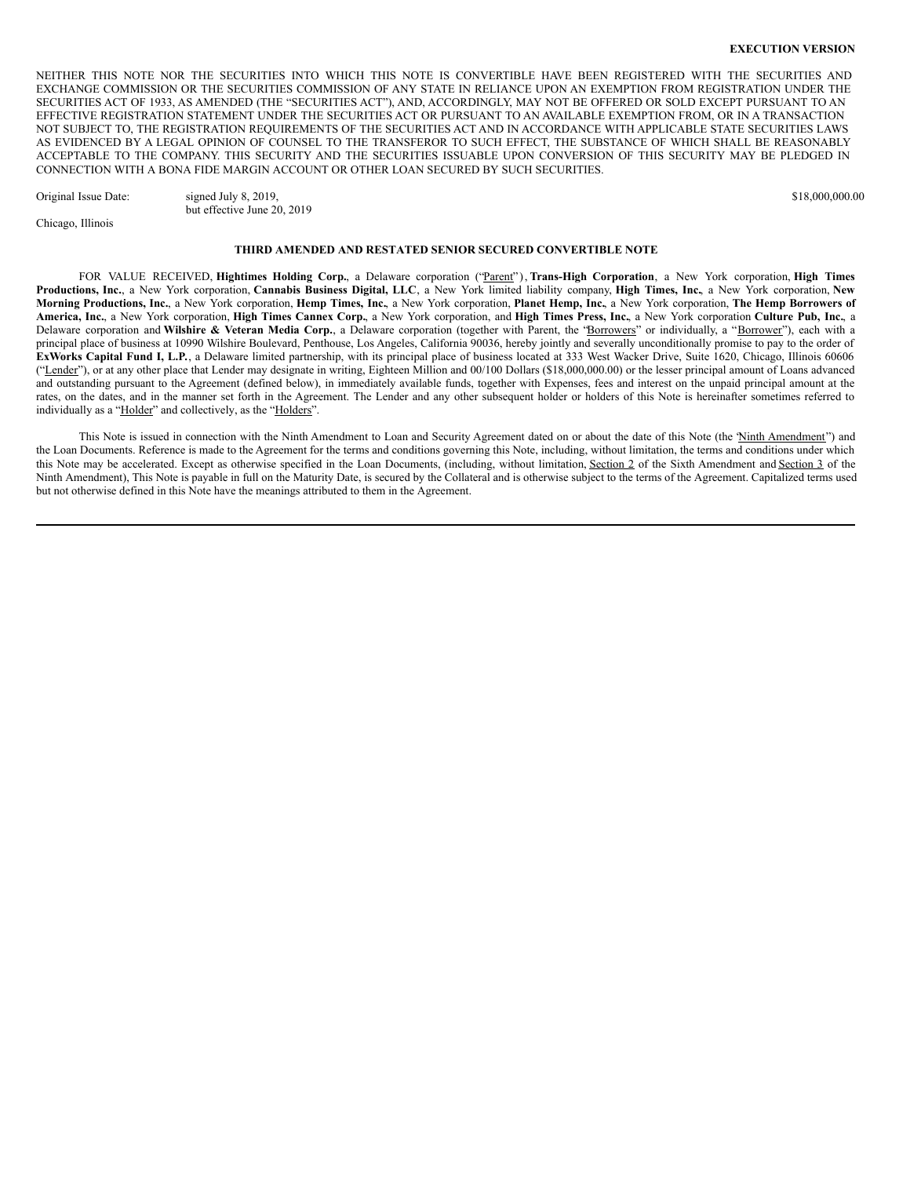**EXECUTION VERSION**

NEITHER THIS NOTE NOR THE SECURITIES INTO WHICH THIS NOTE IS CONVERTIBLE HAVE BEEN REGISTERED WITH THE SECURITIES AND EXCHANGE COMMISSION OR THE SECURITIES COMMISSION OF ANY STATE IN RELIANCE UPON AN EXEMPTION FROM REGISTRATION UNDER THE SECURITIES ACT OF 1933, AS AMENDED (THE "SECURITIES ACT"), AND, ACCORDINGLY, MAY NOT BE OFFERED OR SOLD EXCEPT PURSUANT TO AN EFFECTIVE REGISTRATION STATEMENT UNDER THE SECURITIES ACT OR PURSUANT TO AN AVAILABLE EXEMPTION FROM, OR IN A TRANSACTION NOT SUBJECT TO, THE REGISTRATION REQUIREMENTS OF THE SECURITIES ACT AND IN ACCORDANCE WITH APPLICABLE STATE SECURITIES LAWS AS EVIDENCED BY A LEGAL OPINION OF COUNSEL TO THE TRANSFEROR TO SUCH EFFECT, THE SUBSTANCE OF WHICH SHALL BE REASONABLY ACCEPTABLE TO THE COMPANY. THIS SECURITY AND THE SECURITIES ISSUABLE UPON CONVERSION OF THIS SECURITY MAY BE PLEDGED IN CONNECTION WITH A BONA FIDE MARGIN ACCOUNT OR OTHER LOAN SECURED BY SUCH SECURITIES.

Original Issue Date: signed July 8, 2019, but effective June 20, 2019 — $18,000,000.00

Chicago, Illinois

**THIRD AMENDED AND RESTATED SENIOR SECURED CONVERTIBLE NOTE**

FOR VALUE RECEIVED, **Hightimes Holding Corp.**, a Delaware corporation ("Parent"), **Trans-High Corporation**, a New York corporation, **High Times Productions, Inc.**, a New York corporation, **Cannabis Business Digital, LLC**, a New York limited liability company, **High Times, Inc.**, a New York corporation, **New Morning Productions, Inc.**, a New York corporation, **Hemp Times, Inc.**, a New York corporation, **Planet Hemp, Inc.**, a New York corporation, **The Hemp Borrowers of America, Inc.**, a New York corporation, **High Times Cannex Corp.**, a New York corporation, and **High Times Press, Inc.**, a New York corporation **Culture Pub, Inc.**, a Delaware corporation and **Wilshire & Veteran Media Corp.**, a Delaware corporation (together with Parent, the "Borrowers" or individually, a "Borrower"), each with a principal place of business at 10990 Wilshire Boulevard, Penthouse, Los Angeles, California 90036, hereby jointly and severally unconditionally promise to pay to the order of **ExWorks Capital Fund I, L.P.**, a Delaware limited partnership, with its principal place of business located at 333 West Wacker Drive, Suite 1620, Chicago, Illinois 60606 ("Lender"), or at any other place that Lender may designate in writing, Eighteen Million and 00/100 Dollars ($18,000,000.00) or the lesser principal amount of Loans advanced and outstanding pursuant to the Agreement (defined below), in immediately available funds, together with Expenses, fees and interest on the unpaid principal amount at the rates, on the dates, and in the manner set forth in the Agreement. The Lender and any other subsequent holder or holders of this Note is hereinafter sometimes referred to individually as a "Holder" and collectively, as the "Holders".

This Note is issued in connection with the Ninth Amendment to Loan and Security Agreement dated on or about the date of this Note (the "Ninth Amendment") and the Loan Documents. Reference is made to the Agreement for the terms and conditions governing this Note, including, without limitation, the terms and conditions under which this Note may be accelerated. Except as otherwise specified in the Loan Documents, (including, without limitation, Section 2 of the Sixth Amendment and Section 3 of the Ninth Amendment), This Note is payable in full on the Maturity Date, is secured by the Collateral and is otherwise subject to the terms of the Agreement. Capitalized terms used but not otherwise defined in this Note have the meanings attributed to them in the Agreement.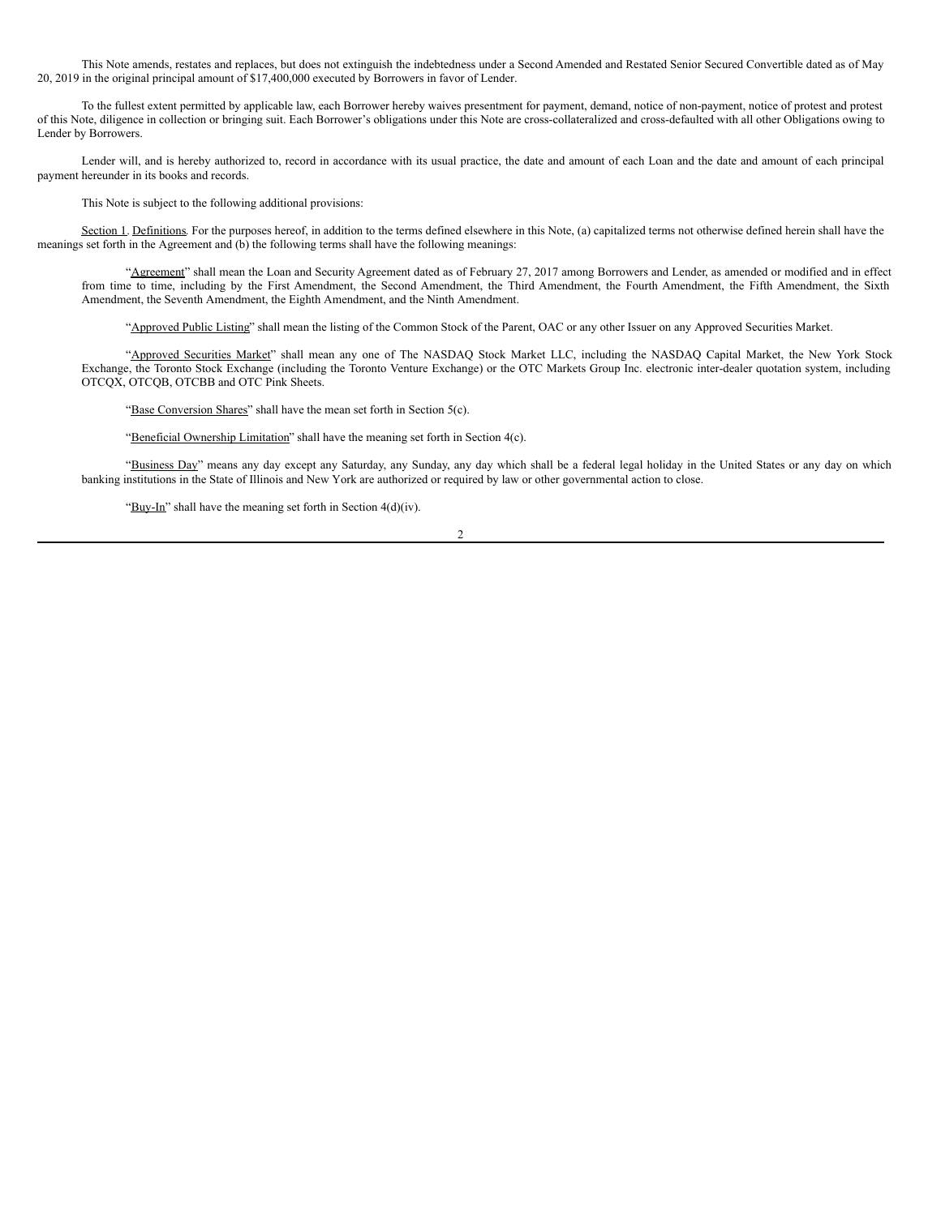This Note amends, restates and replaces, but does not extinguish the indebtedness under a Second Amended and Restated Senior Secured Convertible dated as of May 20, 2019 in the original principal amount of $17,400,000 executed by Borrowers in favor of Lender.

To the fullest extent permitted by applicable law, each Borrower hereby waives presentment for payment, demand, notice of non-payment, notice of protest and protest of this Note, diligence in collection or bringing suit. Each Borrower's obligations under this Note are cross-collateralized and cross-defaulted with all other Obligations owing to Lender by Borrowers.

Lender will, and is hereby authorized to, record in accordance with its usual practice, the date and amount of each Loan and the date and amount of each principal payment hereunder in its books and records.

This Note is subject to the following additional provisions:

Section 1. Definitions. For the purposes hereof, in addition to the terms defined elsewhere in this Note, (a) capitalized terms not otherwise defined herein shall have the meanings set forth in the Agreement and (b) the following terms shall have the following meanings:

"Agreement" shall mean the Loan and Security Agreement dated as of February 27, 2017 among Borrowers and Lender, as amended or modified and in effect from time to time, including by the First Amendment, the Second Amendment, the Third Amendment, the Fourth Amendment, the Fifth Amendment, the Sixth Amendment, the Seventh Amendment, the Eighth Amendment, and the Ninth Amendment.

"Approved Public Listing" shall mean the listing of the Common Stock of the Parent, OAC or any other Issuer on any Approved Securities Market.

"Approved Securities Market" shall mean any one of The NASDAQ Stock Market LLC, including the NASDAQ Capital Market, the New York Stock Exchange, the Toronto Stock Exchange (including the Toronto Venture Exchange) or the OTC Markets Group Inc. electronic inter-dealer quotation system, including OTCQX, OTCQB, OTCBB and OTC Pink Sheets.

"Base Conversion Shares" shall have the mean set forth in Section 5(c).

"Beneficial Ownership Limitation" shall have the meaning set forth in Section 4(c).

"Business Day" means any day except any Saturday, any Sunday, any day which shall be a federal legal holiday in the United States or any day on which banking institutions in the State of Illinois and New York are authorized or required by law or other governmental action to close.

"Buy-In" shall have the meaning set forth in Section 4(d)(iv).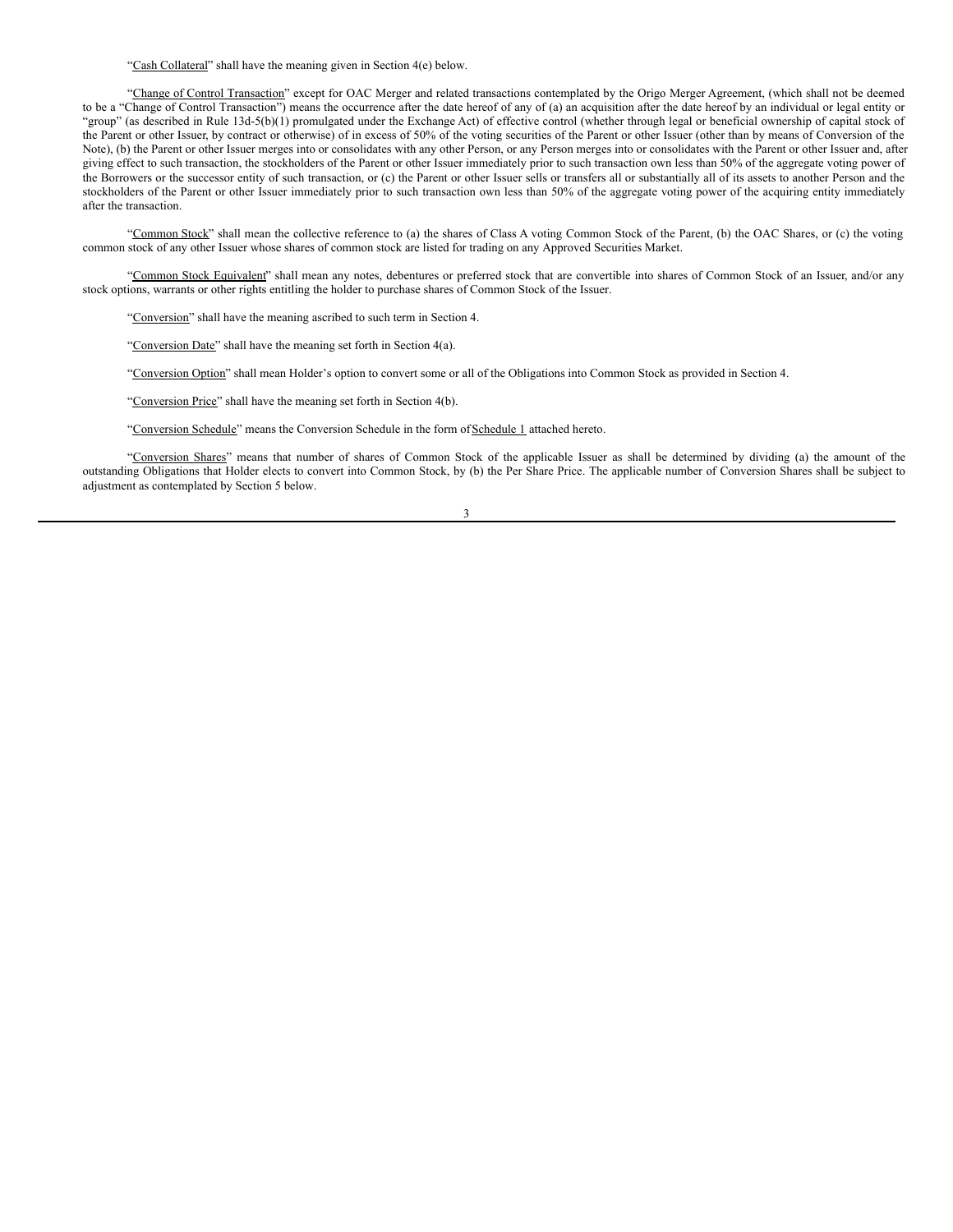"Cash Collateral" shall have the meaning given in Section 4(e) below.

"Change of Control Transaction" except for OAC Merger and related transactions contemplated by the Origo Merger Agreement, (which shall not be deemed to be a "Change of Control Transaction") means the occurrence after the date hereof of any of (a) an acquisition after the date hereof by an individual or legal entity or "group" (as described in Rule 13d-5(b)(1) promulgated under the Exchange Act) of effective control (whether through legal or beneficial ownership of capital stock of the Parent or other Issuer, by contract or otherwise) of in excess of 50% of the voting securities of the Parent or other Issuer (other than by means of Conversion of the Note), (b) the Parent or other Issuer merges into or consolidates with any other Person, or any Person merges into or consolidates with the Parent or other Issuer and, after giving effect to such transaction, the stockholders of the Parent or other Issuer immediately prior to such transaction own less than 50% of the aggregate voting power of the Borrowers or the successor entity of such transaction, or (c) the Parent or other Issuer sells or transfers all or substantially all of its assets to another Person and the stockholders of the Parent or other Issuer immediately prior to such transaction own less than 50% of the aggregate voting power of the acquiring entity immediately after the transaction.

"Common Stock" shall mean the collective reference to (a) the shares of Class A voting Common Stock of the Parent, (b) the OAC Shares, or (c) the voting common stock of any other Issuer whose shares of common stock are listed for trading on any Approved Securities Market.

"Common Stock Equivalent" shall mean any notes, debentures or preferred stock that are convertible into shares of Common Stock of an Issuer, and/or any stock options, warrants or other rights entitling the holder to purchase shares of Common Stock of the Issuer.

"Conversion" shall have the meaning ascribed to such term in Section 4.

"Conversion Date" shall have the meaning set forth in Section 4(a).

"Conversion Option" shall mean Holder's option to convert some or all of the Obligations into Common Stock as provided in Section 4.

"Conversion Price" shall have the meaning set forth in Section 4(b).

"Conversion Schedule" means the Conversion Schedule in the form of Schedule 1 attached hereto.

"Conversion Shares" means that number of shares of Common Stock of the applicable Issuer as shall be determined by dividing (a) the amount of the outstanding Obligations that Holder elects to convert into Common Stock, by (b) the Per Share Price. The applicable number of Conversion Shares shall be subject to adjustment as contemplated by Section 5 below.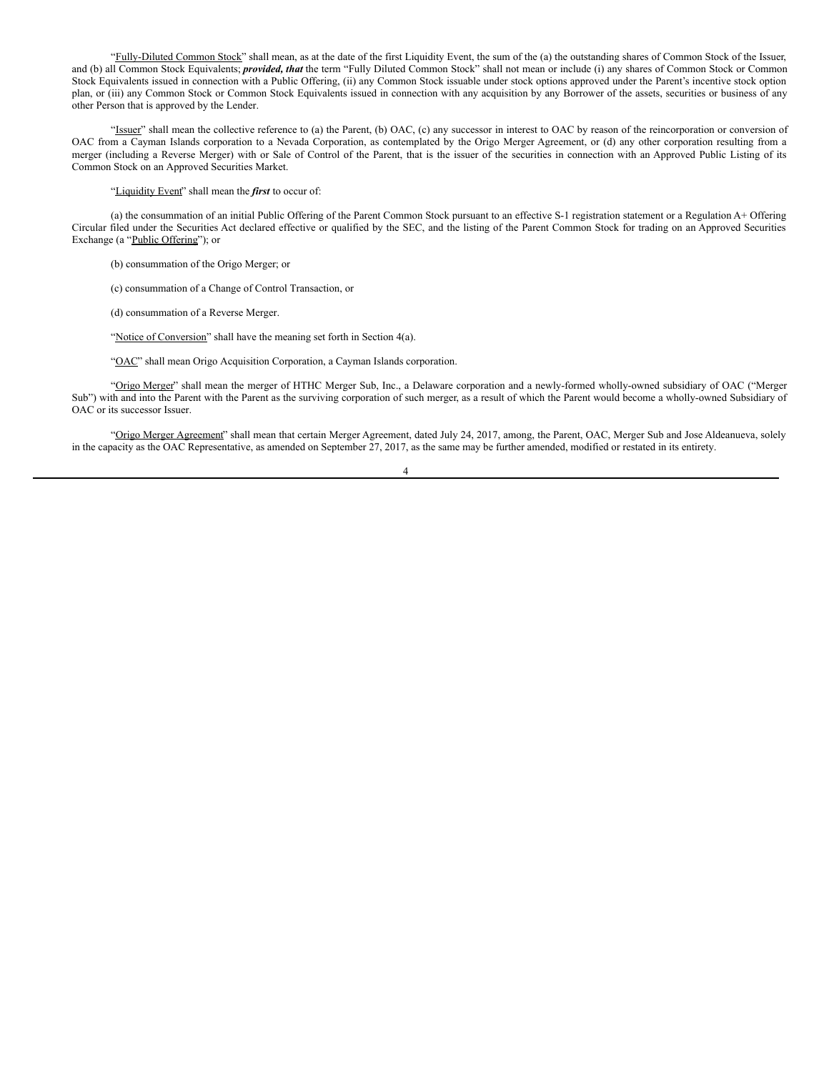"Fully-Diluted Common Stock" shall mean, as at the date of the first Liquidity Event, the sum of the (a) the outstanding shares of Common Stock of the Issuer, and (b) all Common Stock Equivalents; ***provided, that*** the term "Fully Diluted Common Stock" shall not mean or include (i) any shares of Common Stock or Common Stock Equivalents issued in connection with a Public Offering, (ii) any Common Stock issuable under stock options approved under the Parent's incentive stock option plan, or (iii) any Common Stock or Common Stock Equivalents issued in connection with any acquisition by any Borrower of the assets, securities or business of any other Person that is approved by the Lender.

"Issuer" shall mean the collective reference to (a) the Parent, (b) OAC, (c) any successor in interest to OAC by reason of the reincorporation or conversion of OAC from a Cayman Islands corporation to a Nevada Corporation, as contemplated by the Origo Merger Agreement, or (d) any other corporation resulting from a merger (including a Reverse Merger) with or Sale of Control of the Parent, that is the issuer of the securities in connection with an Approved Public Listing of its Common Stock on an Approved Securities Market.

"Liquidity Event" shall mean the ***first*** to occur of:

(a) the consummation of an initial Public Offering of the Parent Common Stock pursuant to an effective S-1 registration statement or a Regulation A+ Offering Circular filed under the Securities Act declared effective or qualified by the SEC, and the listing of the Parent Common Stock for trading on an Approved Securities Exchange (a "Public Offering"); or

(b) consummation of the Origo Merger; or

(c) consummation of a Change of Control Transaction, or

(d) consummation of a Reverse Merger.

"Notice of Conversion" shall have the meaning set forth in Section 4(a).

"OAC" shall mean Origo Acquisition Corporation, a Cayman Islands corporation.

"Origo Merger" shall mean the merger of HTHC Merger Sub, Inc., a Delaware corporation and a newly-formed wholly-owned subsidiary of OAC ("Merger Sub") with and into the Parent with the Parent as the surviving corporation of such merger, as a result of which the Parent would become a wholly-owned Subsidiary of OAC or its successor Issuer.

"Origo Merger Agreement" shall mean that certain Merger Agreement, dated July 24, 2017, among, the Parent, OAC, Merger Sub and Jose Aldeanueva, solely in the capacity as the OAC Representative, as amended on September 27, 2017, as the same may be further amended, modified or restated in its entirety.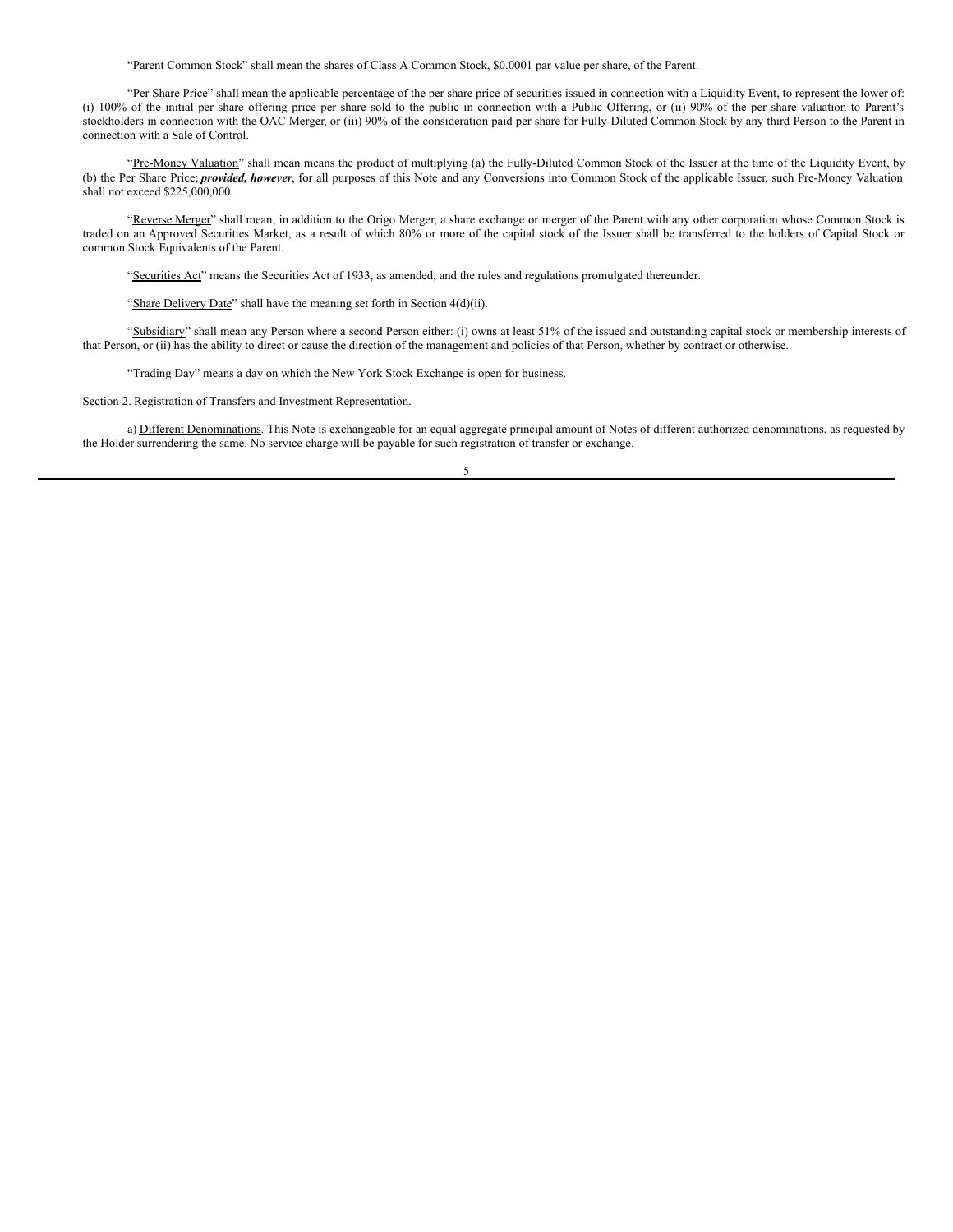"Parent Common Stock" shall mean the shares of Class A Common Stock, $0.0001 par value per share, of the Parent.

"Per Share Price" shall mean the applicable percentage of the per share price of securities issued in connection with a Liquidity Event, to represent the lower of: (i) 100% of the initial per share offering price per share sold to the public in connection with a Public Offering, or (ii) 90% of the per share valuation to Parent's stockholders in connection with the OAC Merger, or (iii) 90% of the consideration paid per share for Fully-Diluted Common Stock by any third Person to the Parent in connection with a Sale of Control.

"Pre-Money Valuation" shall mean means the product of multiplying (a) the Fully-Diluted Common Stock of the Issuer at the time of the Liquidity Event, by (b) the Per Share Price; ***provided, however***, for all purposes of this Note and any Conversions into Common Stock of the applicable Issuer, such Pre-Money Valuation shall not exceed $225,000,000.

"Reverse Merger" shall mean, in addition to the Origo Merger, a share exchange or merger of the Parent with any other corporation whose Common Stock is traded on an Approved Securities Market, as a result of which 80% or more of the capital stock of the Issuer shall be transferred to the holders of Capital Stock or common Stock Equivalents of the Parent.

"Securities Act" means the Securities Act of 1933, as amended, and the rules and regulations promulgated thereunder.

"Share Delivery Date" shall have the meaning set forth in Section 4(d)(ii).

"Subsidiary" shall mean any Person where a second Person either: (i) owns at least 51% of the issued and outstanding capital stock or membership interests of that Person, or (ii) has the ability to direct or cause the direction of the management and policies of that Person, whether by contract or otherwise.

"Trading Day" means a day on which the New York Stock Exchange is open for business.

Section 2. Registration of Transfers and Investment Representation.

a) Different Denominations. This Note is exchangeable for an equal aggregate principal amount of Notes of different authorized denominations, as requested by the Holder surrendering the same. No service charge will be payable for such registration of transfer or exchange.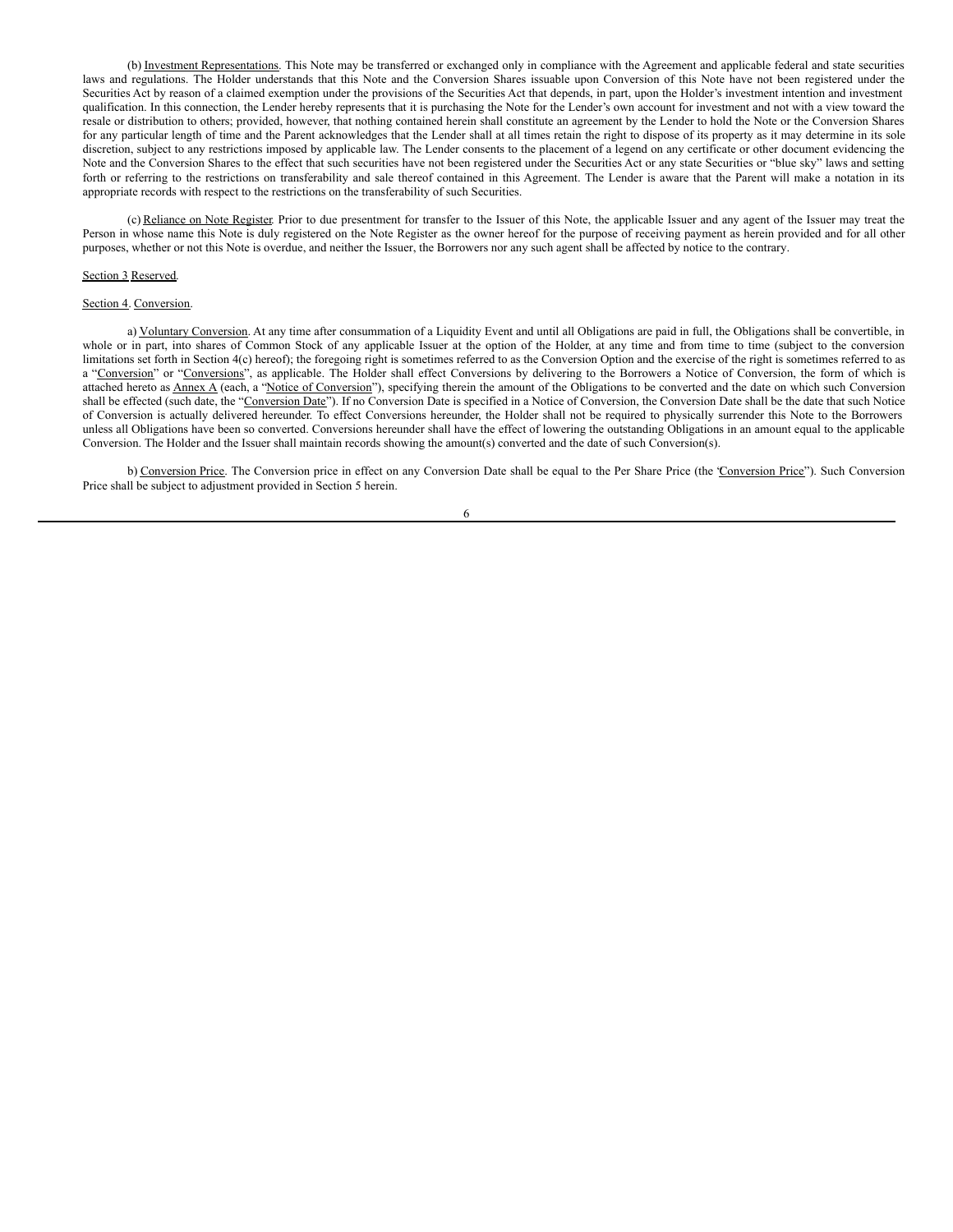(b) Investment Representations. This Note may be transferred or exchanged only in compliance with the Agreement and applicable federal and state securities laws and regulations. The Holder understands that this Note and the Conversion Shares issuable upon Conversion of this Note have not been registered under the Securities Act by reason of a claimed exemption under the provisions of the Securities Act that depends, in part, upon the Holder's investment intention and investment qualification. In this connection, the Lender hereby represents that it is purchasing the Note for the Lender's own account for investment and not with a view toward the resale or distribution to others; provided, however, that nothing contained herein shall constitute an agreement by the Lender to hold the Note or the Conversion Shares for any particular length of time and the Parent acknowledges that the Lender shall at all times retain the right to dispose of its property as it may determine in its sole discretion, subject to any restrictions imposed by applicable law. The Lender consents to the placement of a legend on any certificate or other document evidencing the Note and the Conversion Shares to the effect that such securities have not been registered under the Securities Act or any state Securities or "blue sky" laws and setting forth or referring to the restrictions on transferability and sale thereof contained in this Agreement. The Lender is aware that the Parent will make a notation in its appropriate records with respect to the restrictions on the transferability of such Securities.

(c) Reliance on Note Register. Prior to due presentment for transfer to the Issuer of this Note, the applicable Issuer and any agent of the Issuer may treat the Person in whose name this Note is duly registered on the Note Register as the owner hereof for the purpose of receiving payment as herein provided and for all other purposes, whether or not this Note is overdue, and neither the Issuer, the Borrowers nor any such agent shall be affected by notice to the contrary.

Section 3 Reserved.

Section 4. Conversion.

a) Voluntary Conversion. At any time after consummation of a Liquidity Event and until all Obligations are paid in full, the Obligations shall be convertible, in whole or in part, into shares of Common Stock of any applicable Issuer at the option of the Holder, at any time and from time to time (subject to the conversion limitations set forth in Section 4(c) hereof); the foregoing right is sometimes referred to as the Conversion Option and the exercise of the right is sometimes referred to as a "Conversion" or "Conversions", as applicable. The Holder shall effect Conversions by delivering to the Borrowers a Notice of Conversion, the form of which is attached hereto as Annex A (each, a "Notice of Conversion"), specifying therein the amount of the Obligations to be converted and the date on which such Conversion shall be effected (such date, the "Conversion Date"). If no Conversion Date is specified in a Notice of Conversion, the Conversion Date shall be the date that such Notice of Conversion is actually delivered hereunder. To effect Conversions hereunder, the Holder shall not be required to physically surrender this Note to the Borrowers unless all Obligations have been so converted. Conversions hereunder shall have the effect of lowering the outstanding Obligations in an amount equal to the applicable Conversion. The Holder and the Issuer shall maintain records showing the amount(s) converted and the date of such Conversion(s).

b) Conversion Price. The Conversion price in effect on any Conversion Date shall be equal to the Per Share Price (the "Conversion Price"). Such Conversion Price shall be subject to adjustment provided in Section 5 herein.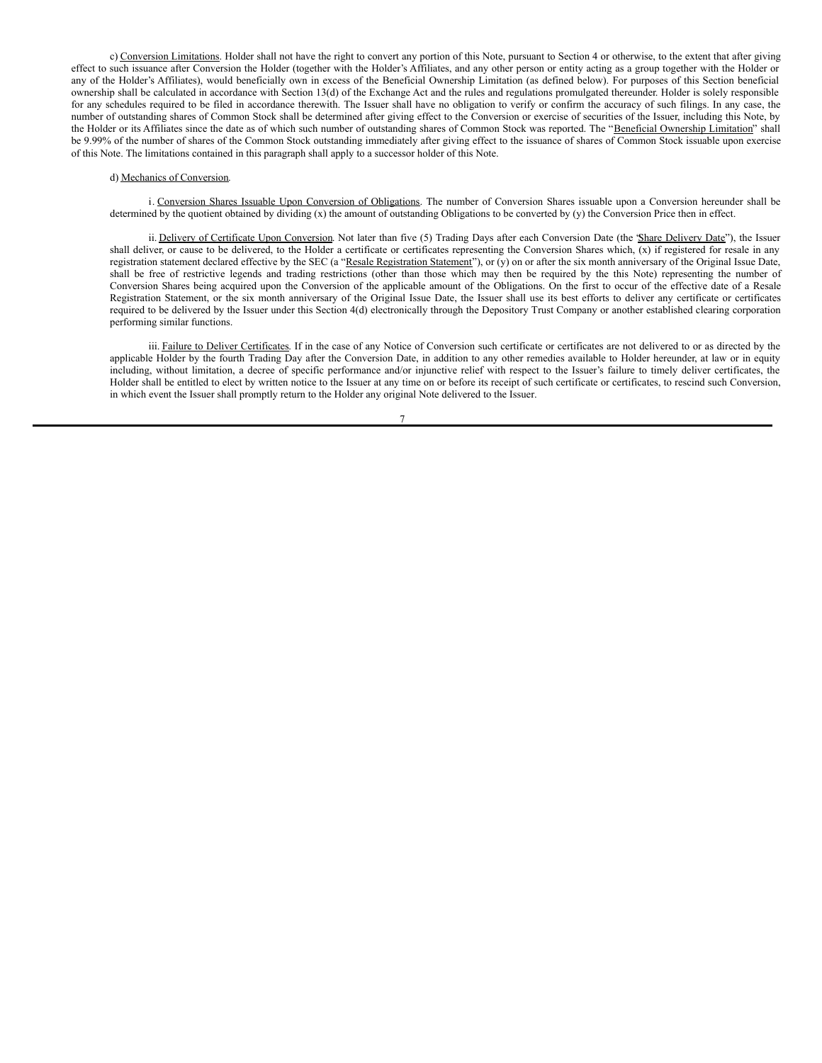c) Conversion Limitations. Holder shall not have the right to convert any portion of this Note, pursuant to Section 4 or otherwise, to the extent that after giving effect to such issuance after Conversion the Holder (together with the Holder's Affiliates, and any other person or entity acting as a group together with the Holder or any of the Holder's Affiliates), would beneficially own in excess of the Beneficial Ownership Limitation (as defined below). For purposes of this Section beneficial ownership shall be calculated in accordance with Section 13(d) of the Exchange Act and the rules and regulations promulgated thereunder. Holder is solely responsible for any schedules required to be filed in accordance therewith. The Issuer shall have no obligation to verify or confirm the accuracy of such filings. In any case, the number of outstanding shares of Common Stock shall be determined after giving effect to the Conversion or exercise of securities of the Issuer, including this Note, by the Holder or its Affiliates since the date as of which such number of outstanding shares of Common Stock was reported. The "Beneficial Ownership Limitation" shall be 9.99% of the number of shares of the Common Stock outstanding immediately after giving effect to the issuance of shares of Common Stock issuable upon exercise of this Note. The limitations contained in this paragraph shall apply to a successor holder of this Note.

d) Mechanics of Conversion.

i. Conversion Shares Issuable Upon Conversion of Obligations. The number of Conversion Shares issuable upon a Conversion hereunder shall be determined by the quotient obtained by dividing (x) the amount of outstanding Obligations to be converted by (y) the Conversion Price then in effect.

ii. Delivery of Certificate Upon Conversion. Not later than five (5) Trading Days after each Conversion Date (the "Share Delivery Date"), the Issuer shall deliver, or cause to be delivered, to the Holder a certificate or certificates representing the Conversion Shares which, (x) if registered for resale in any registration statement declared effective by the SEC (a "Resale Registration Statement"), or (y) on or after the six month anniversary of the Original Issue Date, shall be free of restrictive legends and trading restrictions (other than those which may then be required by the this Note) representing the number of Conversion Shares being acquired upon the Conversion of the applicable amount of the Obligations. On the first to occur of the effective date of a Resale Registration Statement, or the six month anniversary of the Original Issue Date, the Issuer shall use its best efforts to deliver any certificate or certificates required to be delivered by the Issuer under this Section 4(d) electronically through the Depository Trust Company or another established clearing corporation performing similar functions.

iii. Failure to Deliver Certificates. If in the case of any Notice of Conversion such certificate or certificates are not delivered to or as directed by the applicable Holder by the fourth Trading Day after the Conversion Date, in addition to any other remedies available to Holder hereunder, at law or in equity including, without limitation, a decree of specific performance and/or injunctive relief with respect to the Issuer's failure to timely deliver certificates, the Holder shall be entitled to elect by written notice to the Issuer at any time on or before its receipt of such certificate or certificates, to rescind such Conversion, in which event the Issuer shall promptly return to the Holder any original Note delivered to the Issuer.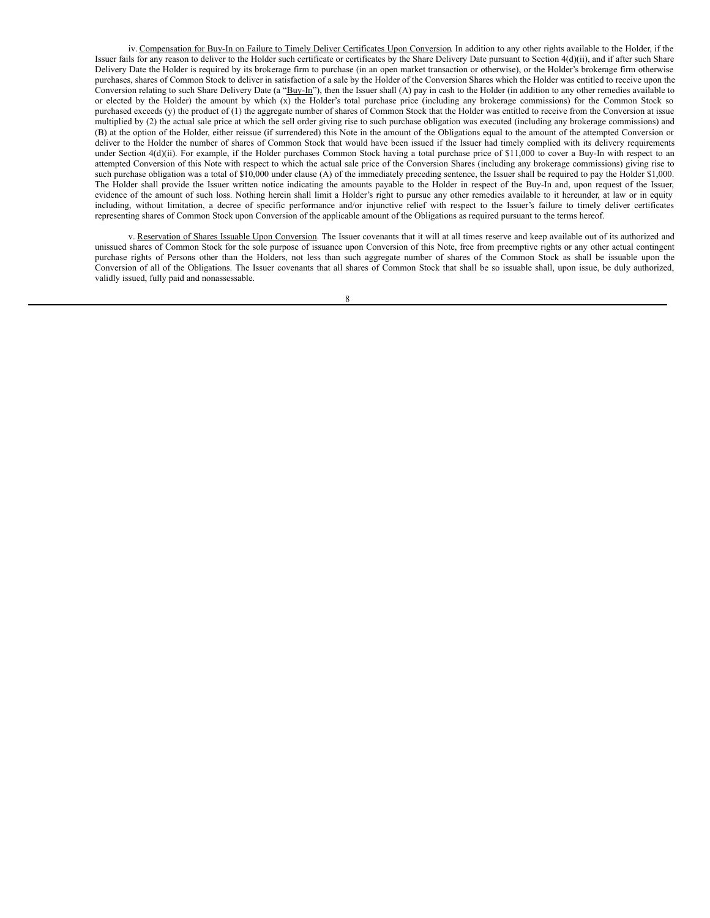iv. <u>Compensation for Buy-In on Failure to Timely Deliver Certificates Upon Conversion</u>. In addition to any other rights available to the Holder, if the Issuer fails for any reason to deliver to the Holder such certificate or certificates by the Share Delivery Date pursuant to Section 4(d)(ii), and if after such Share Delivery Date the Holder is required by its brokerage firm to purchase (in an open market transaction or otherwise), or the Holder's brokerage firm otherwise purchases, shares of Common Stock to deliver in satisfaction of a sale by the Holder of the Conversion Shares which the Holder was entitled to receive upon the Conversion relating to such Share Delivery Date (a "<u>Buy-In</u>"), then the Issuer shall (A) pay in cash to the Holder (in addition to any other remedies available to or elected by the Holder) the amount by which (x) the Holder's total purchase price (including any brokerage commissions) for the Common Stock so purchased exceeds (y) the product of (1) the aggregate number of shares of Common Stock that the Holder was entitled to receive from the Conversion at issue multiplied by (2) the actual sale price at which the sell order giving rise to such purchase obligation was executed (including any brokerage commissions) and (B) at the option of the Holder, either reissue (if surrendered) this Note in the amount of the Obligations equal to the amount of the attempted Conversion or deliver to the Holder the number of shares of Common Stock that would have been issued if the Issuer had timely complied with its delivery requirements under Section 4(d)(ii). For example, if the Holder purchases Common Stock having a total purchase price of $11,000 to cover a Buy-In with respect to an attempted Conversion of this Note with respect to which the actual sale price of the Conversion Shares (including any brokerage commissions) giving rise to such purchase obligation was a total of $10,000 under clause (A) of the immediately preceding sentence, the Issuer shall be required to pay the Holder $1,000. The Holder shall provide the Issuer written notice indicating the amounts payable to the Holder in respect of the Buy-In and, upon request of the Issuer, evidence of the amount of such loss. Nothing herein shall limit a Holder's right to pursue any other remedies available to it hereunder, at law or in equity including, without limitation, a decree of specific performance and/or injunctive relief with respect to the Issuer's failure to timely deliver certificates representing shares of Common Stock upon Conversion of the applicable amount of the Obligations as required pursuant to the terms hereof.

v. <u>Reservation of Shares Issuable Upon Conversion</u>. The Issuer covenants that it will at all times reserve and keep available out of its authorized and unissued shares of Common Stock for the sole purpose of issuance upon Conversion of this Note, free from preemptive rights or any other actual contingent purchase rights of Persons other than the Holders, not less than such aggregate number of shares of the Common Stock as shall be issuable upon the Conversion of all of the Obligations. The Issuer covenants that all shares of Common Stock that shall be so issuable shall, upon issue, be duly authorized, validly issued, fully paid and nonassessable.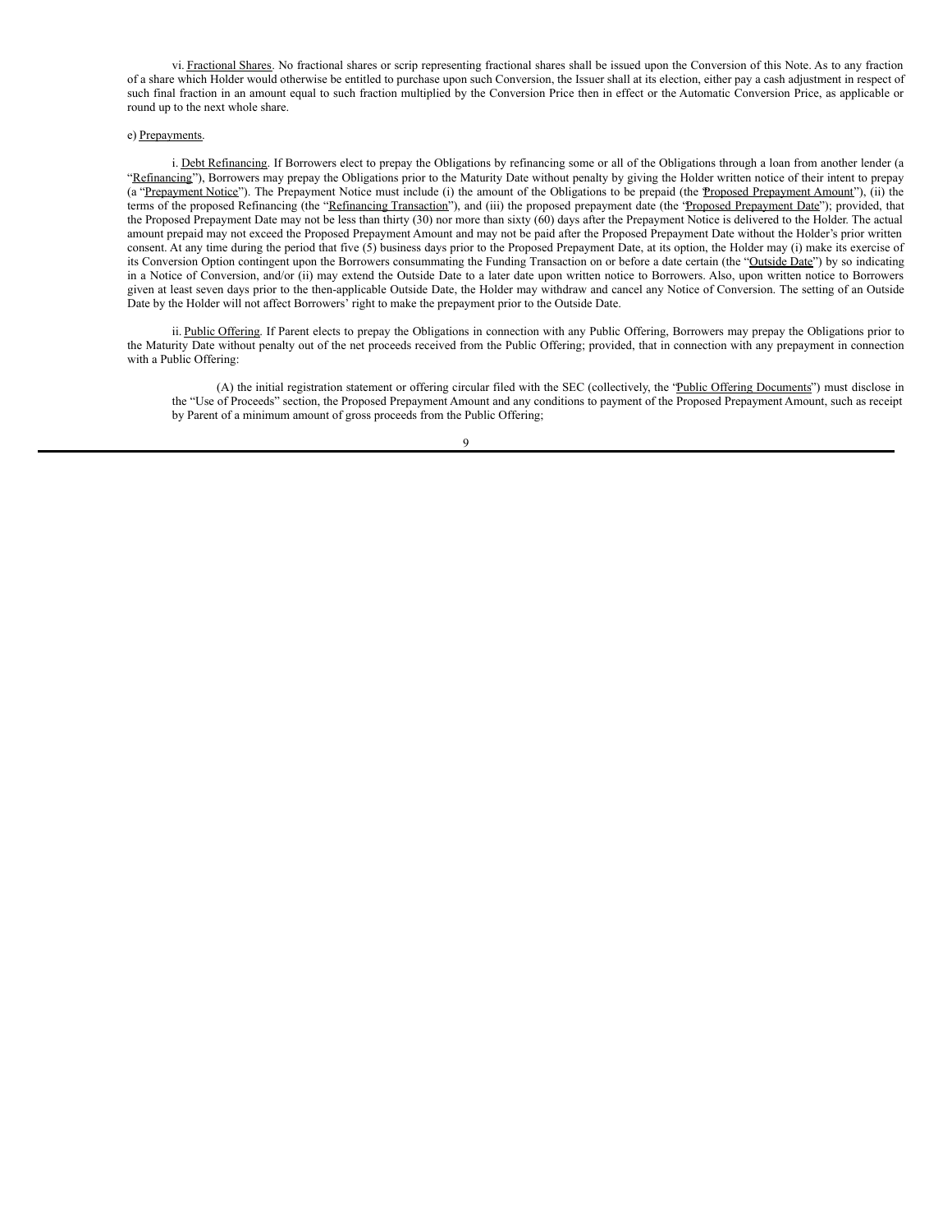vi. Fractional Shares. No fractional shares or scrip representing fractional shares shall be issued upon the Conversion of this Note. As to any fraction of a share which Holder would otherwise be entitled to purchase upon such Conversion, the Issuer shall at its election, either pay a cash adjustment in respect of such final fraction in an amount equal to such fraction multiplied by the Conversion Price then in effect or the Automatic Conversion Price, as applicable or round up to the next whole share.

e) Prepayments.

i. Debt Refinancing. If Borrowers elect to prepay the Obligations by refinancing some or all of the Obligations through a loan from another lender (a "Refinancing"), Borrowers may prepay the Obligations prior to the Maturity Date without penalty by giving the Holder written notice of their intent to prepay (a "Prepayment Notice"). The Prepayment Notice must include (i) the amount of the Obligations to be prepaid (the "Proposed Prepayment Amount"), (ii) the terms of the proposed Refinancing (the "Refinancing Transaction"), and (iii) the proposed prepayment date (the "Proposed Prepayment Date"); provided, that the Proposed Prepayment Date may not be less than thirty (30) nor more than sixty (60) days after the Prepayment Notice is delivered to the Holder. The actual amount prepaid may not exceed the Proposed Prepayment Amount and may not be paid after the Proposed Prepayment Date without the Holder's prior written consent. At any time during the period that five (5) business days prior to the Proposed Prepayment Date, at its option, the Holder may (i) make its exercise of its Conversion Option contingent upon the Borrowers consummating the Funding Transaction on or before a date certain (the "Outside Date") by so indicating in a Notice of Conversion, and/or (ii) may extend the Outside Date to a later date upon written notice to Borrowers. Also, upon written notice to Borrowers given at least seven days prior to the then-applicable Outside Date, the Holder may withdraw and cancel any Notice of Conversion. The setting of an Outside Date by the Holder will not affect Borrowers' right to make the prepayment prior to the Outside Date.

ii. Public Offering. If Parent elects to prepay the Obligations in connection with any Public Offering, Borrowers may prepay the Obligations prior to the Maturity Date without penalty out of the net proceeds received from the Public Offering; provided, that in connection with any prepayment in connection with a Public Offering:

(A) the initial registration statement or offering circular filed with the SEC (collectively, the "Public Offering Documents") must disclose in the "Use of Proceeds" section, the Proposed Prepayment Amount and any conditions to payment of the Proposed Prepayment Amount, such as receipt by Parent of a minimum amount of gross proceeds from the Public Offering;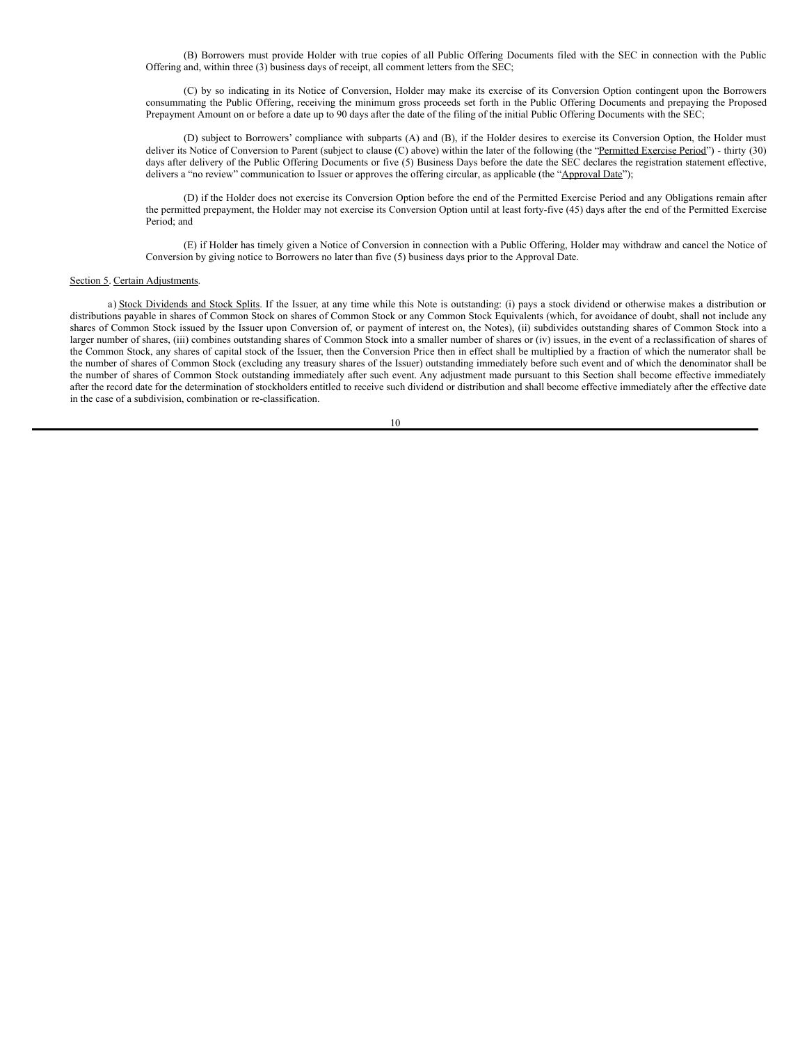(B) Borrowers must provide Holder with true copies of all Public Offering Documents filed with the SEC in connection with the Public Offering and, within three (3) business days of receipt, all comment letters from the SEC;

(C) by so indicating in its Notice of Conversion, Holder may make its exercise of its Conversion Option contingent upon the Borrowers consummating the Public Offering, receiving the minimum gross proceeds set forth in the Public Offering Documents and prepaying the Proposed Prepayment Amount on or before a date up to 90 days after the date of the filing of the initial Public Offering Documents with the SEC;

(D) subject to Borrowers' compliance with subparts (A) and (B), if the Holder desires to exercise its Conversion Option, the Holder must deliver its Notice of Conversion to Parent (subject to clause (C) above) within the later of the following (the "Permitted Exercise Period") - thirty (30) days after delivery of the Public Offering Documents or five (5) Business Days before the date the SEC declares the registration statement effective, delivers a "no review" communication to Issuer or approves the offering circular, as applicable (the "Approval Date");

(D) if the Holder does not exercise its Conversion Option before the end of the Permitted Exercise Period and any Obligations remain after the permitted prepayment, the Holder may not exercise its Conversion Option until at least forty-five (45) days after the end of the Permitted Exercise Period; and

(E) if Holder has timely given a Notice of Conversion in connection with a Public Offering, Holder may withdraw and cancel the Notice of Conversion by giving notice to Borrowers no later than five (5) business days prior to the Approval Date.

Section 5. Certain Adjustments.

a) Stock Dividends and Stock Splits. If the Issuer, at any time while this Note is outstanding: (i) pays a stock dividend or otherwise makes a distribution or distributions payable in shares of Common Stock on shares of Common Stock or any Common Stock Equivalents (which, for avoidance of doubt, shall not include any shares of Common Stock issued by the Issuer upon Conversion of, or payment of interest on, the Notes), (ii) subdivides outstanding shares of Common Stock into a larger number of shares, (iii) combines outstanding shares of Common Stock into a smaller number of shares or (iv) issues, in the event of a reclassification of shares of the Common Stock, any shares of capital stock of the Issuer, then the Conversion Price then in effect shall be multiplied by a fraction of which the numerator shall be the number of shares of Common Stock (excluding any treasury shares of the Issuer) outstanding immediately before such event and of which the denominator shall be the number of shares of Common Stock outstanding immediately after such event. Any adjustment made pursuant to this Section shall become effective immediately after the record date for the determination of stockholders entitled to receive such dividend or distribution and shall become effective immediately after the effective date in the case of a subdivision, combination or re-classification.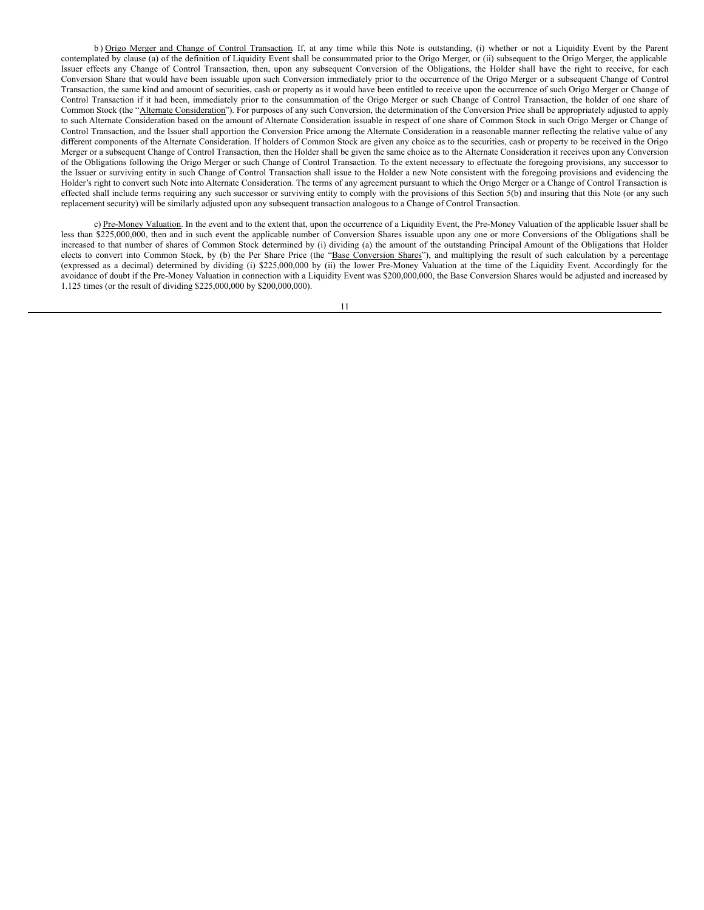b) Origo Merger and Change of Control Transaction. If, at any time while this Note is outstanding, (i) whether or not a Liquidity Event by the Parent contemplated by clause (a) of the definition of Liquidity Event shall be consummated prior to the Origo Merger, or (ii) subsequent to the Origo Merger, the applicable Issuer effects any Change of Control Transaction, then, upon any subsequent Conversion of the Obligations, the Holder shall have the right to receive, for each Conversion Share that would have been issuable upon such Conversion immediately prior to the occurrence of the Origo Merger or a subsequent Change of Control Transaction, the same kind and amount of securities, cash or property as it would have been entitled to receive upon the occurrence of such Origo Merger or Change of Control Transaction if it had been, immediately prior to the consummation of the Origo Merger or such Change of Control Transaction, the holder of one share of Common Stock (the "Alternate Consideration"). For purposes of any such Conversion, the determination of the Conversion Price shall be appropriately adjusted to apply to such Alternate Consideration based on the amount of Alternate Consideration issuable in respect of one share of Common Stock in such Origo Merger or Change of Control Transaction, and the Issuer shall apportion the Conversion Price among the Alternate Consideration in a reasonable manner reflecting the relative value of any different components of the Alternate Consideration. If holders of Common Stock are given any choice as to the securities, cash or property to be received in the Origo Merger or a subsequent Change of Control Transaction, then the Holder shall be given the same choice as to the Alternate Consideration it receives upon any Conversion of the Obligations following the Origo Merger or such Change of Control Transaction. To the extent necessary to effectuate the foregoing provisions, any successor to the Issuer or surviving entity in such Change of Control Transaction shall issue to the Holder a new Note consistent with the foregoing provisions and evidencing the Holder's right to convert such Note into Alternate Consideration. The terms of any agreement pursuant to which the Origo Merger or a Change of Control Transaction is effected shall include terms requiring any such successor or surviving entity to comply with the provisions of this Section 5(b) and insuring that this Note (or any such replacement security) will be similarly adjusted upon any subsequent transaction analogous to a Change of Control Transaction.

c) Pre-Money Valuation. In the event and to the extent that, upon the occurrence of a Liquidity Event, the Pre-Money Valuation of the applicable Issuer shall be less than $225,000,000, then and in such event the applicable number of Conversion Shares issuable upon any one or more Conversions of the Obligations shall be increased to that number of shares of Common Stock determined by (i) dividing (a) the amount of the outstanding Principal Amount of the Obligations that Holder elects to convert into Common Stock, by (b) the Per Share Price (the "Base Conversion Shares"), and multiplying the result of such calculation by a percentage (expressed as a decimal) determined by dividing (i) $225,000,000 by (ii) the lower Pre-Money Valuation at the time of the Liquidity Event. Accordingly for the avoidance of doubt if the Pre-Money Valuation in connection with a Liquidity Event was $200,000,000, the Base Conversion Shares would be adjusted and increased by 1.125 times (or the result of dividing $225,000,000 by $200,000,000).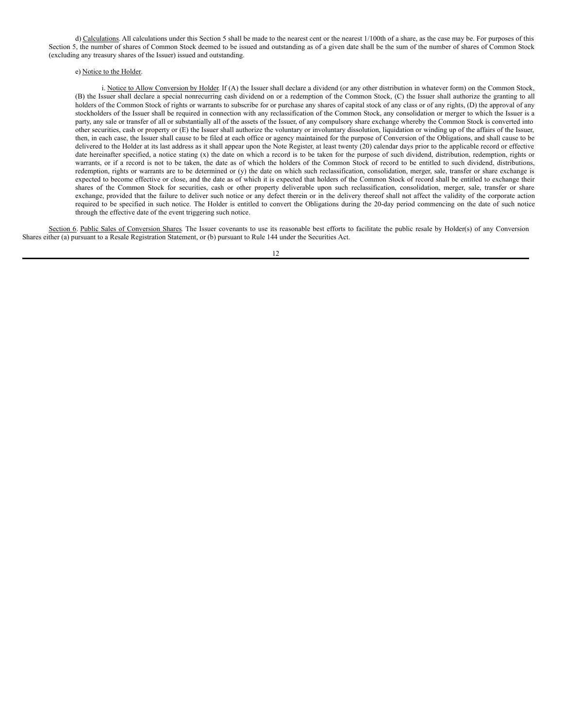d) Calculations. All calculations under this Section 5 shall be made to the nearest cent or the nearest 1/100th of a share, as the case may be. For purposes of this Section 5, the number of shares of Common Stock deemed to be issued and outstanding as of a given date shall be the sum of the number of shares of Common Stock (excluding any treasury shares of the Issuer) issued and outstanding.

e) Notice to the Holder.

i. Notice to Allow Conversion by Holder. If (A) the Issuer shall declare a dividend (or any other distribution in whatever form) on the Common Stock, (B) the Issuer shall declare a special nonrecurring cash dividend on or a redemption of the Common Stock, (C) the Issuer shall authorize the granting to all holders of the Common Stock of rights or warrants to subscribe for or purchase any shares of capital stock of any class or of any rights, (D) the approval of any stockholders of the Issuer shall be required in connection with any reclassification of the Common Stock, any consolidation or merger to which the Issuer is a party, any sale or transfer of all or substantially all of the assets of the Issuer, of any compulsory share exchange whereby the Common Stock is converted into other securities, cash or property or (E) the Issuer shall authorize the voluntary or involuntary dissolution, liquidation or winding up of the affairs of the Issuer, then, in each case, the Issuer shall cause to be filed at each office or agency maintained for the purpose of Conversion of the Obligations, and shall cause to be delivered to the Holder at its last address as it shall appear upon the Note Register, at least twenty (20) calendar days prior to the applicable record or effective date hereinafter specified, a notice stating (x) the date on which a record is to be taken for the purpose of such dividend, distribution, redemption, rights or warrants, or if a record is not to be taken, the date as of which the holders of the Common Stock of record to be entitled to such dividend, distributions, redemption, rights or warrants are to be determined or (y) the date on which such reclassification, consolidation, merger, sale, transfer or share exchange is expected to become effective or close, and the date as of which it is expected that holders of the Common Stock of record shall be entitled to exchange their shares of the Common Stock for securities, cash or other property deliverable upon such reclassification, consolidation, merger, sale, transfer or share exchange, provided that the failure to deliver such notice or any defect therein or in the delivery thereof shall not affect the validity of the corporate action required to be specified in such notice. The Holder is entitled to convert the Obligations during the 20-day period commencing on the date of such notice through the effective date of the event triggering such notice.

Section 6. Public Sales of Conversion Shares. The Issuer covenants to use its reasonable best efforts to facilitate the public resale by Holder(s) of any Conversion Shares either (a) pursuant to a Resale Registration Statement, or (b) pursuant to Rule 144 under the Securities Act.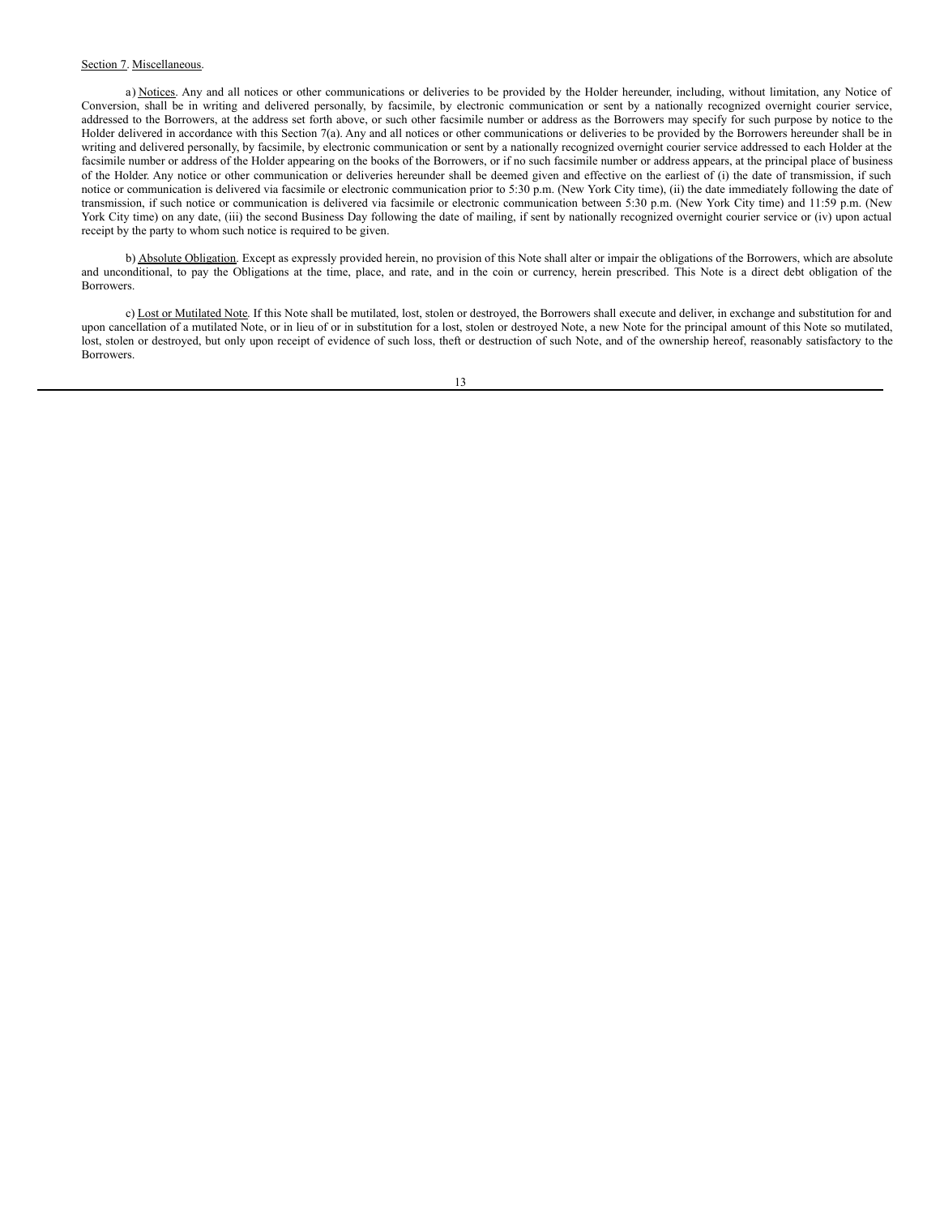Section 7. Miscellaneous.

a) Notices. Any and all notices or other communications or deliveries to be provided by the Holder hereunder, including, without limitation, any Notice of Conversion, shall be in writing and delivered personally, by facsimile, by electronic communication or sent by a nationally recognized overnight courier service, addressed to the Borrowers, at the address set forth above, or such other facsimile number or address as the Borrowers may specify for such purpose by notice to the Holder delivered in accordance with this Section 7(a). Any and all notices or other communications or deliveries to be provided by the Borrowers hereunder shall be in writing and delivered personally, by facsimile, by electronic communication or sent by a nationally recognized overnight courier service addressed to each Holder at the facsimile number or address of the Holder appearing on the books of the Borrowers, or if no such facsimile number or address appears, at the principal place of business of the Holder. Any notice or other communication or deliveries hereunder shall be deemed given and effective on the earliest of (i) the date of transmission, if such notice or communication is delivered via facsimile or electronic communication prior to 5:30 p.m. (New York City time), (ii) the date immediately following the date of transmission, if such notice or communication is delivered via facsimile or electronic communication between 5:30 p.m. (New York City time) and 11:59 p.m. (New York City time) on any date, (iii) the second Business Day following the date of mailing, if sent by nationally recognized overnight courier service or (iv) upon actual receipt by the party to whom such notice is required to be given.

b) Absolute Obligation. Except as expressly provided herein, no provision of this Note shall alter or impair the obligations of the Borrowers, which are absolute and unconditional, to pay the Obligations at the time, place, and rate, and in the coin or currency, herein prescribed. This Note is a direct debt obligation of the Borrowers.

c) Lost or Mutilated Note. If this Note shall be mutilated, lost, stolen or destroyed, the Borrowers shall execute and deliver, in exchange and substitution for and upon cancellation of a mutilated Note, or in lieu of or in substitution for a lost, stolen or destroyed Note, a new Note for the principal amount of this Note so mutilated, lost, stolen or destroyed, but only upon receipt of evidence of such loss, theft or destruction of such Note, and of the ownership hereof, reasonably satisfactory to the Borrowers.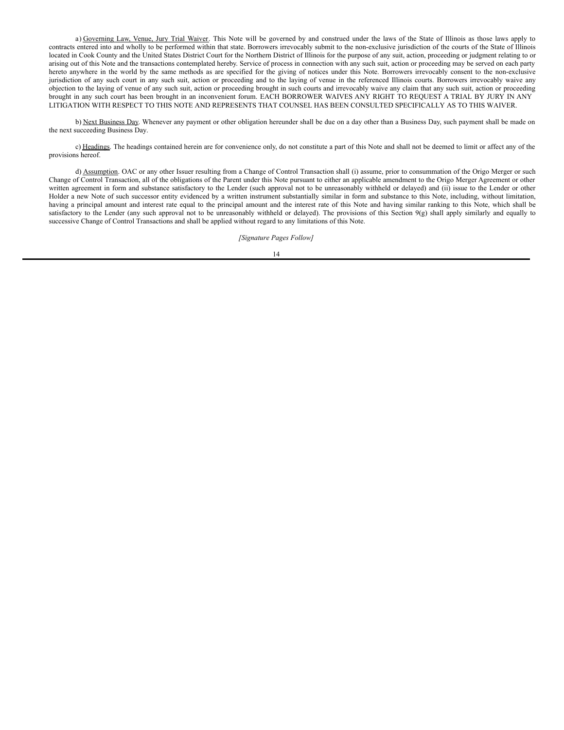a) Governing Law, Venue, Jury Trial Waiver. This Note will be governed by and construed under the laws of the State of Illinois as those laws apply to contracts entered into and wholly to be performed within that state. Borrowers irrevocably submit to the non-exclusive jurisdiction of the courts of the State of Illinois located in Cook County and the United States District Court for the Northern District of Illinois for the purpose of any suit, action, proceeding or judgment relating to or arising out of this Note and the transactions contemplated hereby. Service of process in connection with any such suit, action or proceeding may be served on each party hereto anywhere in the world by the same methods as are specified for the giving of notices under this Note. Borrowers irrevocably consent to the non-exclusive jurisdiction of any such court in any such suit, action or proceeding and to the laying of venue in the referenced Illinois courts. Borrowers irrevocably waive any objection to the laying of venue of any such suit, action or proceeding brought in such courts and irrevocably waive any claim that any such suit, action or proceeding brought in any such court has been brought in an inconvenient forum. EACH BORROWER WAIVES ANY RIGHT TO REQUEST A TRIAL BY JURY IN ANY LITIGATION WITH RESPECT TO THIS NOTE AND REPRESENTS THAT COUNSEL HAS BEEN CONSULTED SPECIFICALLY AS TO THIS WAIVER.

b) Next Business Day. Whenever any payment or other obligation hereunder shall be due on a day other than a Business Day, such payment shall be made on the next succeeding Business Day.

c) Headings. The headings contained herein are for convenience only, do not constitute a part of this Note and shall not be deemed to limit or affect any of the provisions hereof.

d) Assumption. OAC or any other Issuer resulting from a Change of Control Transaction shall (i) assume, prior to consummation of the Origo Merger or such Change of Control Transaction, all of the obligations of the Parent under this Note pursuant to either an applicable amendment to the Origo Merger Agreement or other written agreement in form and substance satisfactory to the Lender (such approval not to be unreasonably withheld or delayed) and (ii) issue to the Lender or other Holder a new Note of such successor entity evidenced by a written instrument substantially similar in form and substance to this Note, including, without limitation, having a principal amount and interest rate equal to the principal amount and the interest rate of this Note and having similar ranking to this Note, which shall be satisfactory to the Lender (any such approval not to be unreasonably withheld or delayed). The provisions of this Section 9(g) shall apply similarly and equally to successive Change of Control Transactions and shall be applied without regard to any limitations of this Note.

*[Signature Pages Follow]*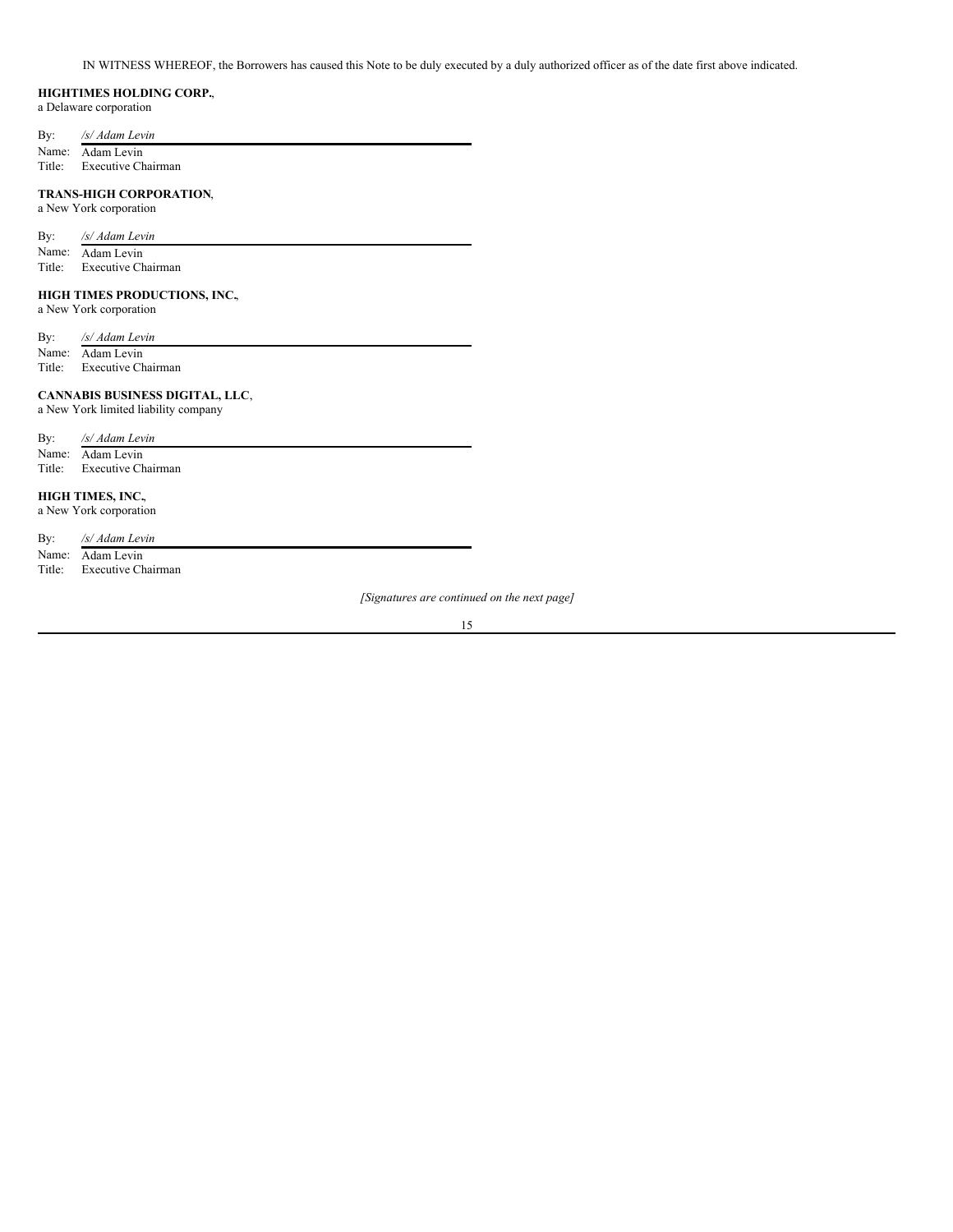IN WITNESS WHEREOF, the Borrowers has caused this Note to be duly executed by a duly authorized officer as of the date first above indicated.

**HIGHTIMES HOLDING CORP.**,
a Delaware corporation

By: */s/ Adam Levin*
Name: Adam Levin
Title: Executive Chairman

**TRANS-HIGH CORPORATION**,
a New York corporation

By: */s/ Adam Levin*
Name: Adam Levin
Title: Executive Chairman

**HIGH TIMES PRODUCTIONS, INC.**,
a New York corporation

By: */s/ Adam Levin*
Name: Adam Levin
Title: Executive Chairman

**CANNABIS BUSINESS DIGITAL, LLC**,
a New York limited liability company

By: */s/ Adam Levin*
Name: Adam Levin
Title: Executive Chairman

**HIGH TIMES, INC.**,
a New York corporation

By: */s/ Adam Levin*
Name: Adam Levin
Title: Executive Chairman

*[Signatures are continued on the next page]*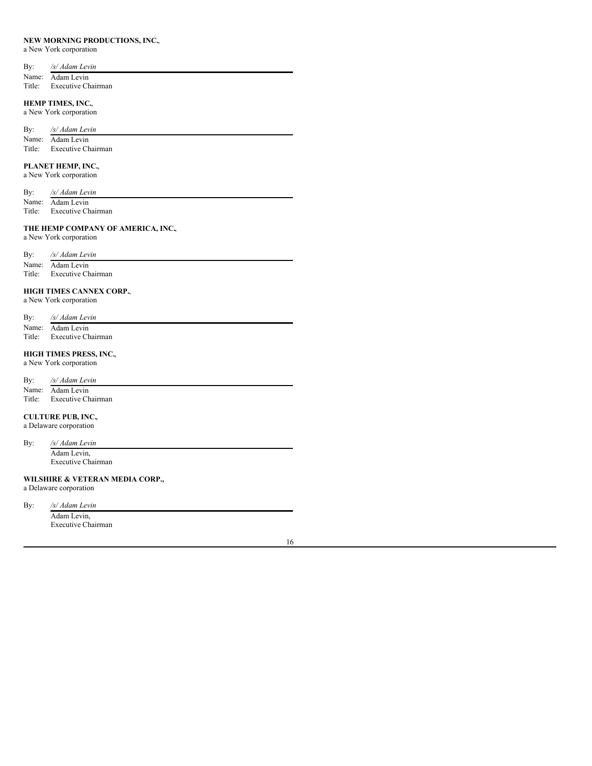**NEW MORNING PRODUCTIONS, INC.**,
a New York corporation

By: */s/ Adam Levin*
Name: Adam Levin
Title: Executive Chairman

**HEMP TIMES, INC.**,
a New York corporation

By: */s/ Adam Levin*
Name: Adam Levin
Title: Executive Chairman

**PLANET HEMP, INC.**,
a New York corporation

By: */s/ Adam Levin*
Name: Adam Levin
Title: Executive Chairman

**THE HEMP COMPANY OF AMERICA, INC.**,
a New York corporation

By: */s/ Adam Levin*
Name: Adam Levin
Title: Executive Chairman

**HIGH TIMES CANNEX CORP.**,
a New York corporation

By: */s/ Adam Levin*
Name: Adam Levin
Title: Executive Chairman

**HIGH TIMES PRESS, INC.**,
a New York corporation

By: */s/ Adam Levin*
Name: Adam Levin
Title: Executive Chairman

**CULTURE PUB, INC.**,
a Delaware corporation

By: */s/ Adam Levin*
Adam Levin,
Executive Chairman

**WILSHIRE & VETERAN MEDIA CORP.**,
a Delaware corporation

By: */s/ Adam Levin*
Adam Levin,
Executive Chairman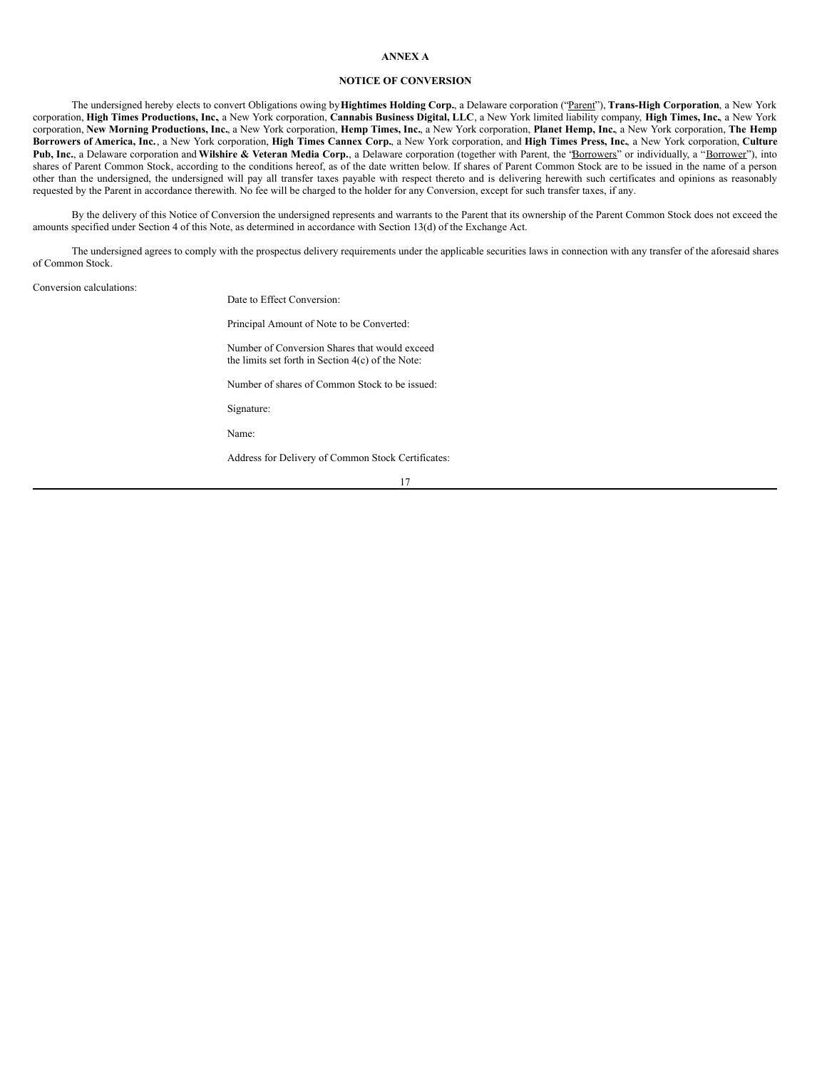# ANNEX A

## NOTICE OF CONVERSION

The undersigned hereby elects to convert Obligations owing by **Hightimes Holding Corp.**, a Delaware corporation ("Parent"), **Trans-High Corporation**, a New York corporation, **High Times Productions, Inc.**, a New York corporation, **Cannabis Business Digital, LLC**, a New York limited liability company, **High Times, Inc.**, a New York corporation, **New Morning Productions, Inc.**, a New York corporation, **Hemp Times, Inc.**, a New York corporation, **Planet Hemp, Inc.**, a New York corporation, **The Hemp Borrowers of America, Inc.**, a New York corporation, **High Times Cannex Corp.**, a New York corporation, and **High Times Press, Inc.**, a New York corporation, **Culture Pub, Inc.**, a Delaware corporation and **Wilshire & Veteran Media Corp.**, a Delaware corporation (together with Parent, the "Borrowers" or individually, a "Borrower"), into shares of Parent Common Stock, according to the conditions hereof, as of the date written below. If shares of Parent Common Stock are to be issued in the name of a person other than the undersigned, the undersigned will pay all transfer taxes payable with respect thereto and is delivering herewith such certificates and opinions as reasonably requested by the Parent in accordance therewith. No fee will be charged to the holder for any Conversion, except for such transfer taxes, if any.

By the delivery of this Notice of Conversion the undersigned represents and warrants to the Parent that its ownership of the Parent Common Stock does not exceed the amounts specified under Section 4 of this Note, as determined in accordance with Section 13(d) of the Exchange Act.

The undersigned agrees to comply with the prospectus delivery requirements under the applicable securities laws in connection with any transfer of the aforesaid shares of Common Stock.

Conversion calculations:

Date to Effect Conversion:

Principal Amount of Note to be Converted:

Number of Conversion Shares that would exceed the limits set forth in Section 4(c) of the Note:

Number of shares of Common Stock to be issued:

Signature:

Name:

Address for Delivery of Common Stock Certificates: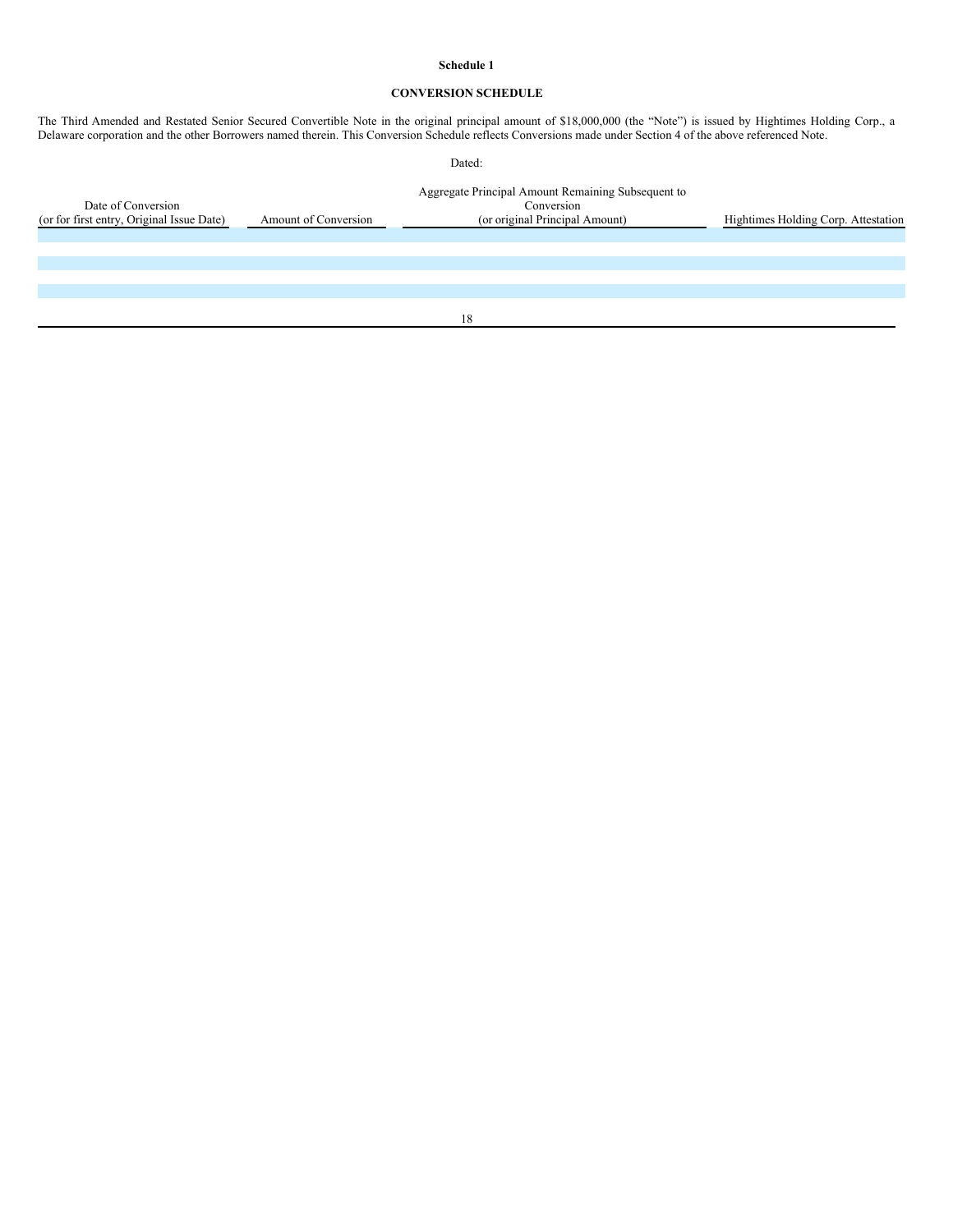**Schedule 1**

**CONVERSION SCHEDULE**

The Third Amended and Restated Senior Secured Convertible Note in the original principal amount of $18,000,000 (the "Note") is issued by Hightimes Holding Corp., a Delaware corporation and the other Borrowers named therein. This Conversion Schedule reflects Conversions made under Section 4 of the above referenced Note.

Dated:

| Date of Conversion (or for first entry, Original Issue Date) | Amount of Conversion | Aggregate Principal Amount Remaining Subsequent to Conversion (or original Principal Amount) | Hightimes Holding Corp. Attestation |
|---|---|---|---|
| | | | |
| | | | |
| | | | |
| | | | |
| | | | |